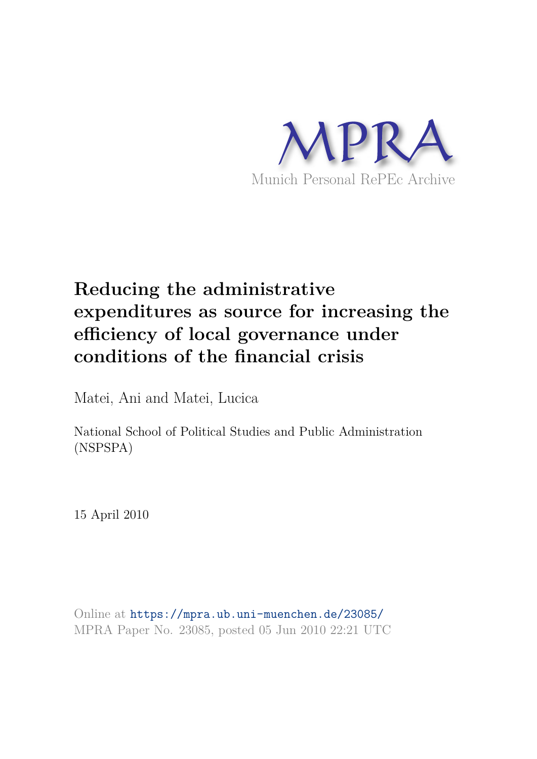MPRA

Munich Personal RePEc Archive

# Reducing the administrative expenditures as source for increasing the efficiency of local governance under conditions of the financial crisis

Matei, Ani and Matei, Lucica

National School of Political Studies and Public Administration (NSPSPA)

15 April 2010

Online at https://mpra.ub.uni-muenchen.de/23085/
MPRA Paper No. 23085, posted 05 Jun 2010 22:21 UTC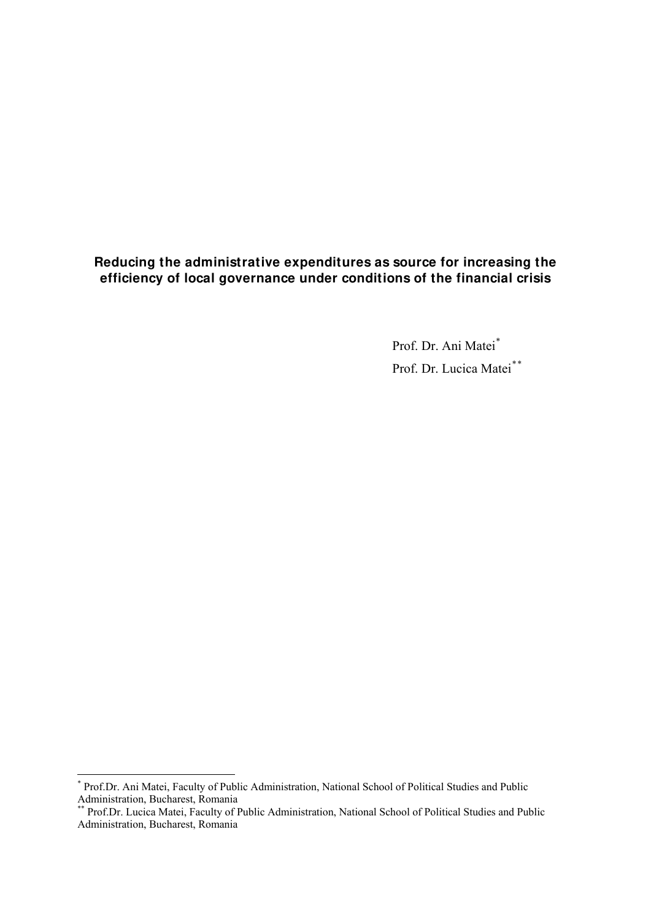# Reducing the administrative expenditures as source for increasing the efficiency of local governance under conditions of the financial crisis

Prof. Dr. Ani Matei[*]

Prof. Dr. Lucica Matei[**]

[*] Prof.Dr. Ani Matei, Faculty of Public Administration, National School of Political Studies and Public Administration, Bucharest, Romania

[**] Prof.Dr. Lucica Matei, Faculty of Public Administration, National School of Political Studies and Public Administration, Bucharest, Romania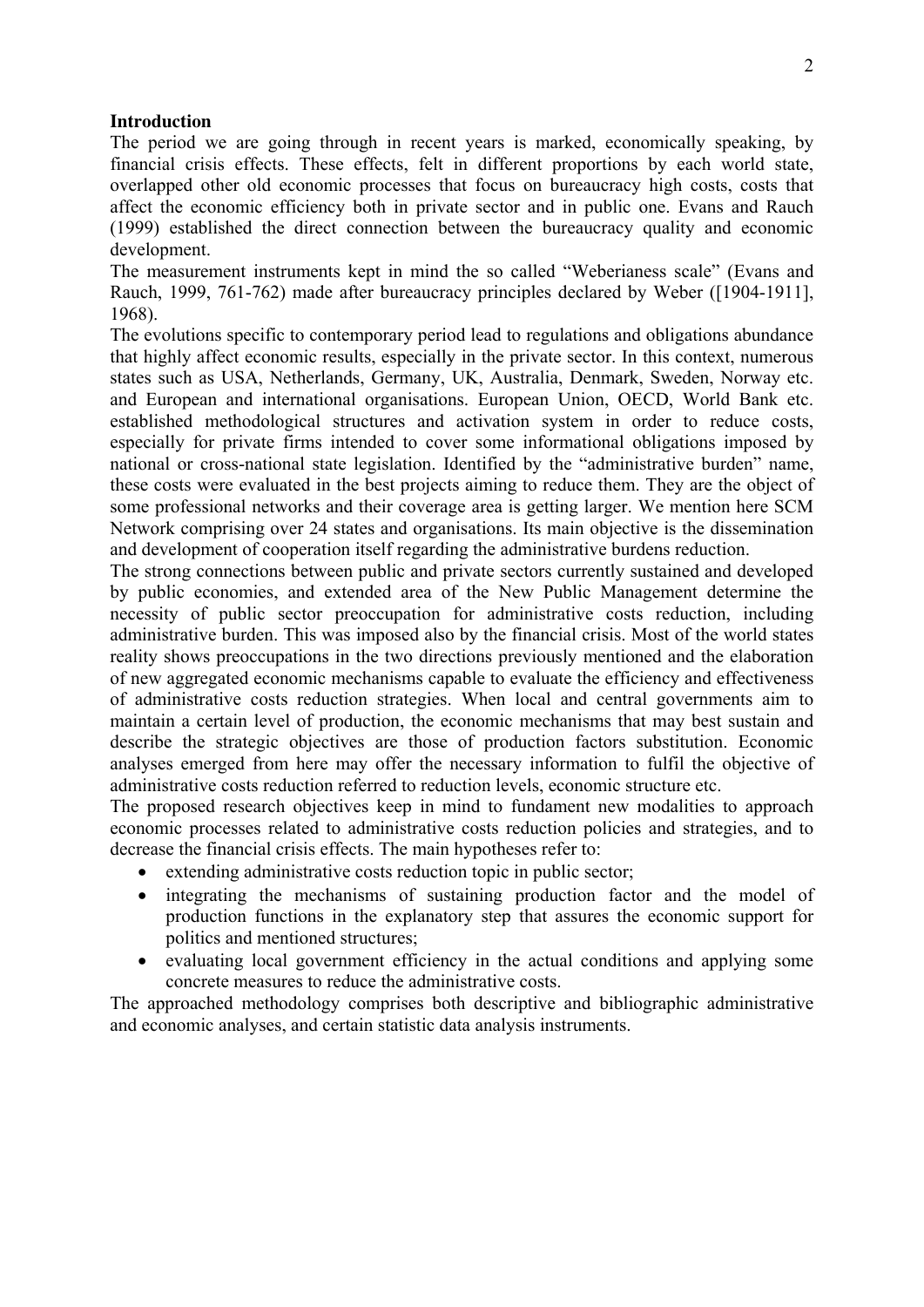**Introduction**

The period we are going through in recent years is marked, economically speaking, by financial crisis effects. These effects, felt in different proportions by each world state, overlapped other old economic processes that focus on bureaucracy high costs, costs that affect the economic efficiency both in private sector and in public one. Evans and Rauch (1999) established the direct connection between the bureaucracy quality and economic development.

The measurement instruments kept in mind the so called "Weberianess scale" (Evans and Rauch, 1999, 761-762) made after bureaucracy principles declared by Weber ([1904-1911], 1968).

The evolutions specific to contemporary period lead to regulations and obligations abundance that highly affect economic results, especially in the private sector. In this context, numerous states such as USA, Netherlands, Germany, UK, Australia, Denmark, Sweden, Norway etc. and European and international organisations. European Union, OECD, World Bank etc. established methodological structures and activation system in order to reduce costs, especially for private firms intended to cover some informational obligations imposed by national or cross-national state legislation. Identified by the "administrative burden" name, these costs were evaluated in the best projects aiming to reduce them. They are the object of some professional networks and their coverage area is getting larger. We mention here SCM Network comprising over 24 states and organisations. Its main objective is the dissemination and development of cooperation itself regarding the administrative burdens reduction.

The strong connections between public and private sectors currently sustained and developed by public economies, and extended area of the New Public Management determine the necessity of public sector preoccupation for administrative costs reduction, including administrative burden. This was imposed also by the financial crisis. Most of the world states reality shows preoccupations in the two directions previously mentioned and the elaboration of new aggregated economic mechanisms capable to evaluate the efficiency and effectiveness of administrative costs reduction strategies. When local and central governments aim to maintain a certain level of production, the economic mechanisms that may best sustain and describe the strategic objectives are those of production factors substitution. Economic analyses emerged from here may offer the necessary information to fulfil the objective of administrative costs reduction referred to reduction levels, economic structure etc.

The proposed research objectives keep in mind to fundament new modalities to approach economic processes related to administrative costs reduction policies and strategies, and to decrease the financial crisis effects. The main hypotheses refer to:

- extending administrative costs reduction topic in public sector;
- integrating the mechanisms of sustaining production factor and the model of production functions in the explanatory step that assures the economic support for politics and mentioned structures;
- evaluating local government efficiency in the actual conditions and applying some concrete measures to reduce the administrative costs.

The approached methodology comprises both descriptive and bibliographic administrative and economic analyses, and certain statistic data analysis instruments.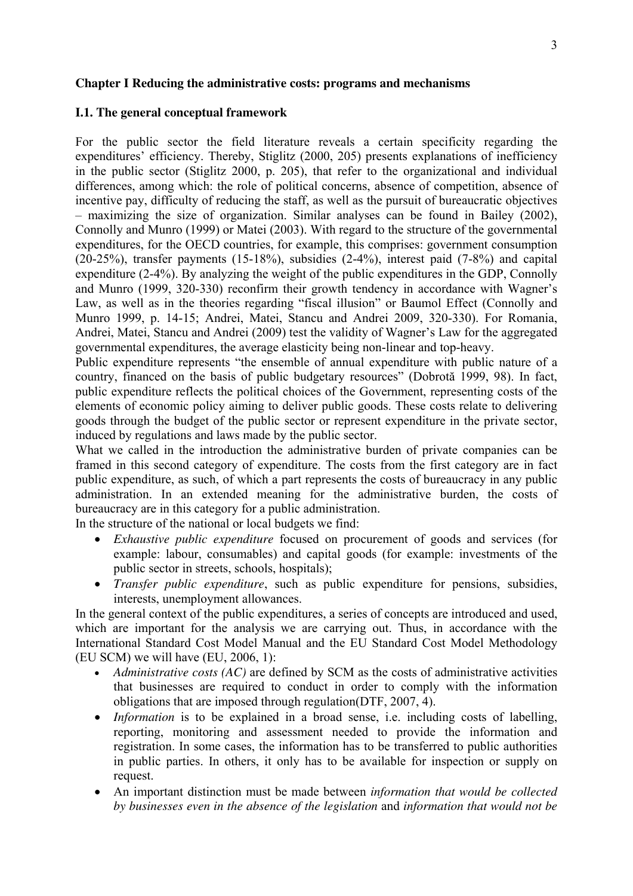**Chapter I Reducing the administrative costs: programs and mechanisms**

**I.1. The general conceptual framework**

For the public sector the field literature reveals a certain specificity regarding the expenditures' efficiency. Thereby, Stiglitz (2000, 205) presents explanations of inefficiency in the public sector (Stiglitz 2000, p. 205), that refer to the organizational and individual differences, among which: the role of political concerns, absence of competition, absence of incentive pay, difficulty of reducing the staff, as well as the pursuit of bureaucratic objectives – maximizing the size of organization. Similar analyses can be found in Bailey (2002), Connolly and Munro (1999) or Matei (2003). With regard to the structure of the governmental expenditures, for the OECD countries, for example, this comprises: government consumption (20-25%), transfer payments (15-18%), subsidies (2-4%), interest paid (7-8%) and capital expenditure (2-4%). By analyzing the weight of the public expenditures in the GDP, Connolly and Munro (1999, 320-330) reconfirm their growth tendency in accordance with Wagner's Law, as well as in the theories regarding "fiscal illusion" or Baumol Effect (Connolly and Munro 1999, p. 14-15; Andrei, Matei, Stancu and Andrei 2009, 320-330). For Romania, Andrei, Matei, Stancu and Andrei (2009) test the validity of Wagner's Law for the aggregated governmental expenditures, the average elasticity being non-linear and top-heavy.

Public expenditure represents "the ensemble of annual expenditure with public nature of a country, financed on the basis of public budgetary resources" (Dobrotă 1999, 98). In fact, public expenditure reflects the political choices of the Government, representing costs of the elements of economic policy aiming to deliver public goods. These costs relate to delivering goods through the budget of the public sector or represent expenditure in the private sector, induced by regulations and laws made by the public sector.

What we called in the introduction the administrative burden of private companies can be framed in this second category of expenditure. The costs from the first category are in fact public expenditure, as such, of which a part represents the costs of bureaucracy in any public administration. In an extended meaning for the administrative burden, the costs of bureaucracy are in this category for a public administration.

In the structure of the national or local budgets we find:

- *Exhaustive public expenditure* focused on procurement of goods and services (for example: labour, consumables) and capital goods (for example: investments of the public sector in streets, schools, hospitals);
- *Transfer public expenditure*, such as public expenditure for pensions, subsidies, interests, unemployment allowances.

In the general context of the public expenditures, a series of concepts are introduced and used, which are important for the analysis we are carrying out. Thus, in accordance with the International Standard Cost Model Manual and the EU Standard Cost Model Methodology (EU SCM) we will have (EU, 2006, 1):

- *Administrative costs (AC)* are defined by SCM as the costs of administrative activities that businesses are required to conduct in order to comply with the information obligations that are imposed through regulation(DTF, 2007, 4).
- *Information* is to be explained in a broad sense, i.e. including costs of labelling, reporting, monitoring and assessment needed to provide the information and registration. In some cases, the information has to be transferred to public authorities in public parties. In others, it only has to be available for inspection or supply on request.
- An important distinction must be made between *information that would be collected by businesses even in the absence of the legislation* and *information that would not be*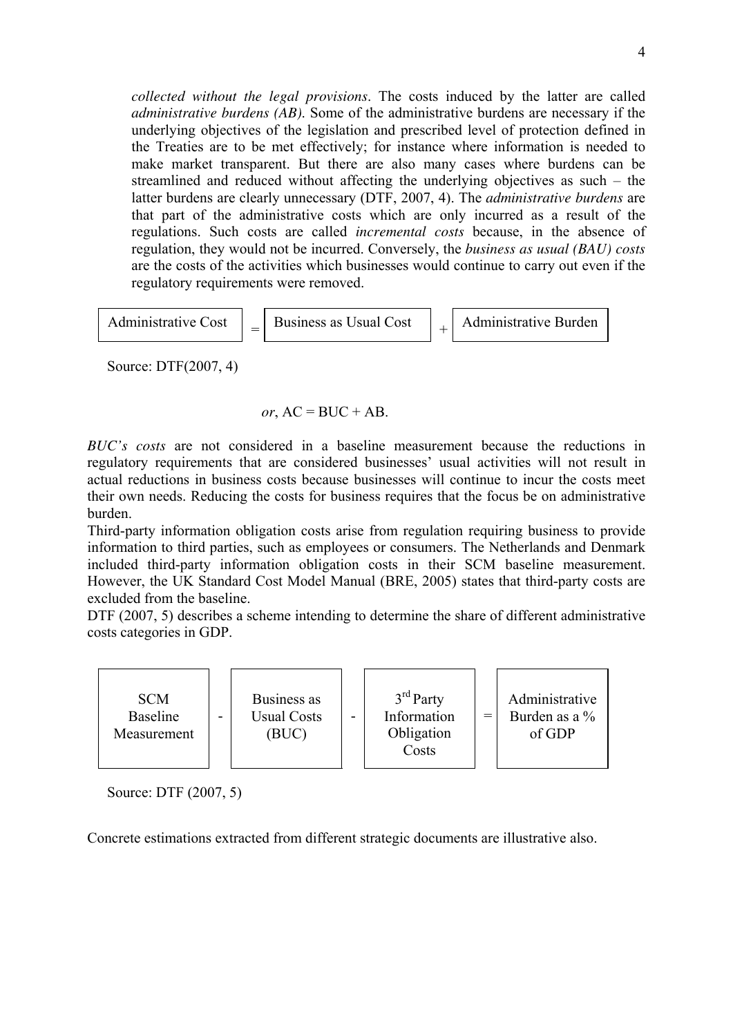*collected without the legal provisions*. The costs induced by the latter are called *administrative burdens (AB)*. Some of the administrative burdens are necessary if the underlying objectives of the legislation and prescribed level of protection defined in the Treaties are to be met effectively; for instance where information is needed to make market transparent. But there are also many cases where burdens can be streamlined and reduced without affecting the underlying objectives as such – the latter burdens are clearly unnecessary (DTF, 2007, 4). The *administrative burdens* are that part of the administrative costs which are only incurred as a result of the regulations. Such costs are called *incremental costs* because, in the absence of regulation, they would not be incurred. Conversely, the *business as usual (BAU) costs* are the costs of the activities which businesses would continue to carry out even if the regulatory requirements were removed.

| Administrative Cost | = | Business as Usual Cost | + | Administrative Burden |
|---|---|---|---|---|

Source: DTF(2007, 4)

*or*, AC = BUC + AB.

*BUC's costs* are not considered in a baseline measurement because the reductions in regulatory requirements that are considered businesses' usual activities will not result in actual reductions in business costs because businesses will continue to incur the costs meet their own needs. Reducing the costs for business requires that the focus be on administrative burden.

Third-party information obligation costs arise from regulation requiring business to provide information to third parties, such as employees or consumers. The Netherlands and Denmark included third-party information obligation costs in their SCM baseline measurement. However, the UK Standard Cost Model Manual (BRE, 2005) states that third-party costs are excluded from the baseline.

DTF (2007, 5) describes a scheme intending to determine the share of different administrative costs categories in GDP.

| SCM Baseline Measurement | - | Business as Usual Costs (BUC) | - | 3rd Party Information Obligation Costs | = | Administrative Burden as a % of GDP |
|---|---|---|---|---|---|---|

Source: DTF (2007, 5)

Concrete estimations extracted from different strategic documents are illustrative also.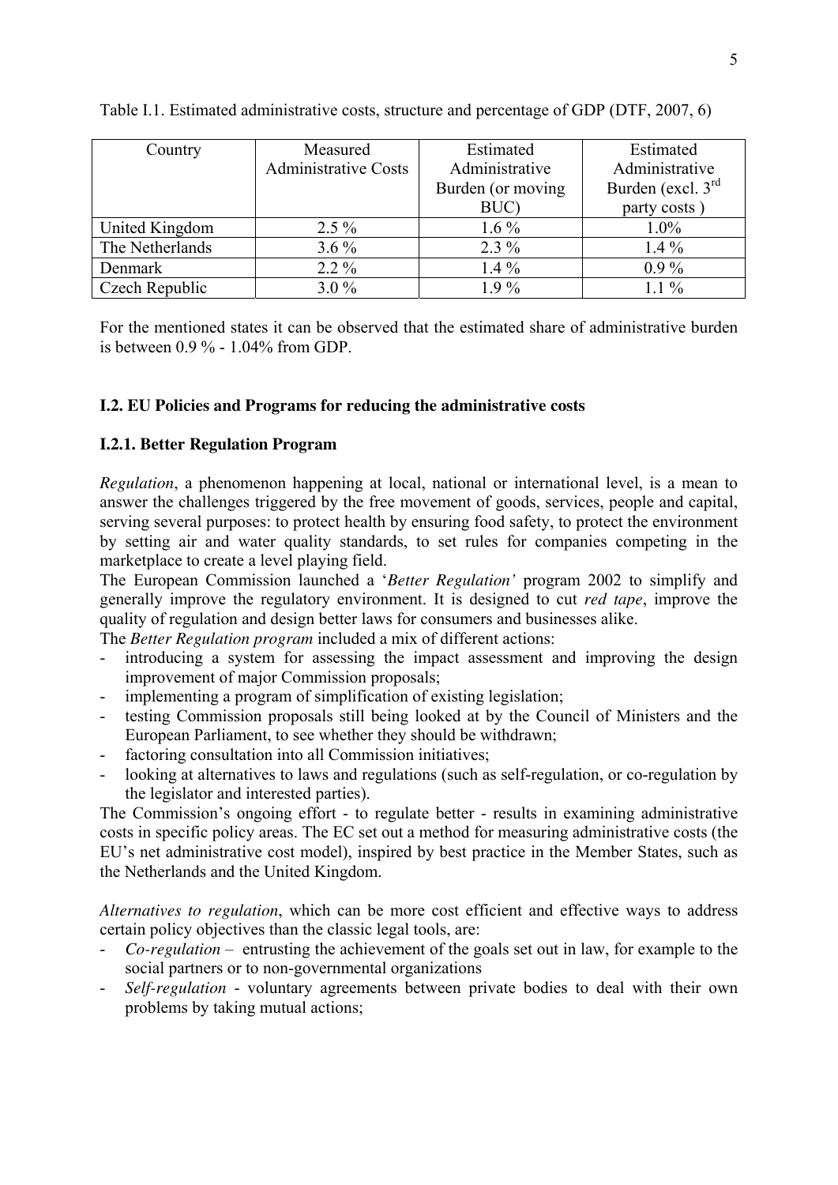Table I.1. Estimated administrative costs, structure and percentage of GDP (DTF, 2007, 6)

| Country | Measured Administrative Costs | Estimated Administrative Burden (or moving BUC) | Estimated Administrative Burden (excl. 3rd party costs ) |
|---|---|---|---|
| United Kingdom | 2.5 % | 1.6 % | 1.0% |
| The Netherlands | 3.6 % | 2.3 % | 1.4 % |
| Denmark | 2.2 % | 1.4 % | 0.9 % |
| Czech Republic | 3.0 % | 1.9 % | 1.1 % |

For the mentioned states it can be observed that the estimated share of administrative burden is between 0.9 % - 1.04% from GDP.

### I.2. EU Policies and Programs for reducing the administrative costs

#### I.2.1. Better Regulation Program

*Regulation*, a phenomenon happening at local, national or international level, is a mean to answer the challenges triggered by the free movement of goods, services, people and capital, serving several purposes: to protect health by ensuring food safety, to protect the environment by setting air and water quality standards, to set rules for companies competing in the marketplace to create a level playing field.

The European Commission launched a '*Better Regulation'* program 2002 to simplify and generally improve the regulatory environment. It is designed to cut *red tape*, improve the quality of regulation and design better laws for consumers and businesses alike.

The *Better Regulation program* included a mix of different actions:

- introducing a system for assessing the impact assessment and improving the design improvement of major Commission proposals;
- implementing a program of simplification of existing legislation;
- testing Commission proposals still being looked at by the Council of Ministers and the European Parliament, to see whether they should be withdrawn;
- factoring consultation into all Commission initiatives;
- looking at alternatives to laws and regulations (such as self-regulation, or co-regulation by the legislator and interested parties).

The Commission's ongoing effort - to regulate better - results in examining administrative costs in specific policy areas. The EC set out a method for measuring administrative costs (the EU's net administrative cost model), inspired by best practice in the Member States, such as the Netherlands and the United Kingdom.

*Alternatives to regulation*, which can be more cost efficient and effective ways to address certain policy objectives than the classic legal tools, are:

- *Co-regulation* – entrusting the achievement of the goals set out in law, for example to the social partners or to non-governmental organizations
- *Self-regulation* - voluntary agreements between private bodies to deal with their own problems by taking mutual actions;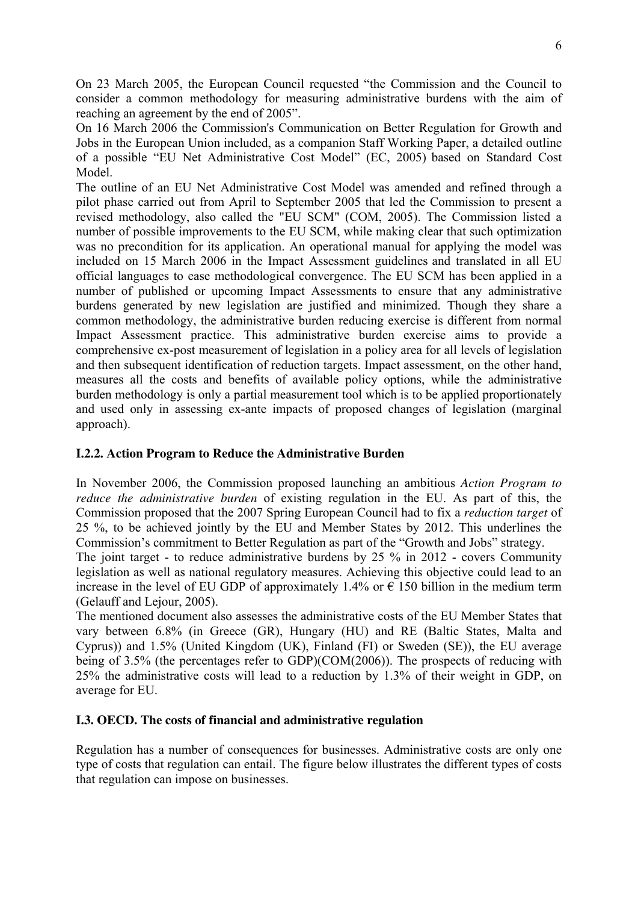On 23 March 2005, the European Council requested "the Commission and the Council to consider a common methodology for measuring administrative burdens with the aim of reaching an agreement by the end of 2005".

On 16 March 2006 the Commission's Communication on Better Regulation for Growth and Jobs in the European Union included, as a companion Staff Working Paper, a detailed outline of a possible "EU Net Administrative Cost Model" (EC, 2005) based on Standard Cost Model.

The outline of an EU Net Administrative Cost Model was amended and refined through a pilot phase carried out from April to September 2005 that led the Commission to present a revised methodology, also called the "EU SCM" (COM, 2005). The Commission listed a number of possible improvements to the EU SCM, while making clear that such optimization was no precondition for its application. An operational manual for applying the model was included on 15 March 2006 in the Impact Assessment guidelines and translated in all EU official languages to ease methodological convergence. The EU SCM has been applied in a number of published or upcoming Impact Assessments to ensure that any administrative burdens generated by new legislation are justified and minimized. Though they share a common methodology, the administrative burden reducing exercise is different from normal Impact Assessment practice. This administrative burden exercise aims to provide a comprehensive ex-post measurement of legislation in a policy area for all levels of legislation and then subsequent identification of reduction targets. Impact assessment, on the other hand, measures all the costs and benefits of available policy options, while the administrative burden methodology is only a partial measurement tool which is to be applied proportionately and used only in assessing ex-ante impacts of proposed changes of legislation (marginal approach).

### I.2.2. Action Program to Reduce the Administrative Burden

In November 2006, the Commission proposed launching an ambitious *Action Program to reduce the administrative burden* of existing regulation in the EU. As part of this, the Commission proposed that the 2007 Spring European Council had to fix a *reduction target* of 25 %, to be achieved jointly by the EU and Member States by 2012. This underlines the Commission's commitment to Better Regulation as part of the "Growth and Jobs" strategy.

The joint target - to reduce administrative burdens by 25 % in 2012 - covers Community legislation as well as national regulatory measures. Achieving this objective could lead to an increase in the level of EU GDP of approximately 1.4% or € 150 billion in the medium term (Gelauff and Lejour, 2005).

The mentioned document also assesses the administrative costs of the EU Member States that vary between 6.8% (in Greece (GR), Hungary (HU) and RE (Baltic States, Malta and Cyprus)) and 1.5% (United Kingdom (UK), Finland (FI) or Sweden (SE)), the EU average being of 3.5% (the percentages refer to GDP)(COM(2006)). The prospects of reducing with 25% the administrative costs will lead to a reduction by 1.3% of their weight in GDP, on average for EU.

## I.3. OECD. The costs of financial and administrative regulation

Regulation has a number of consequences for businesses. Administrative costs are only one type of costs that regulation can entail. The figure below illustrates the different types of costs that regulation can impose on businesses.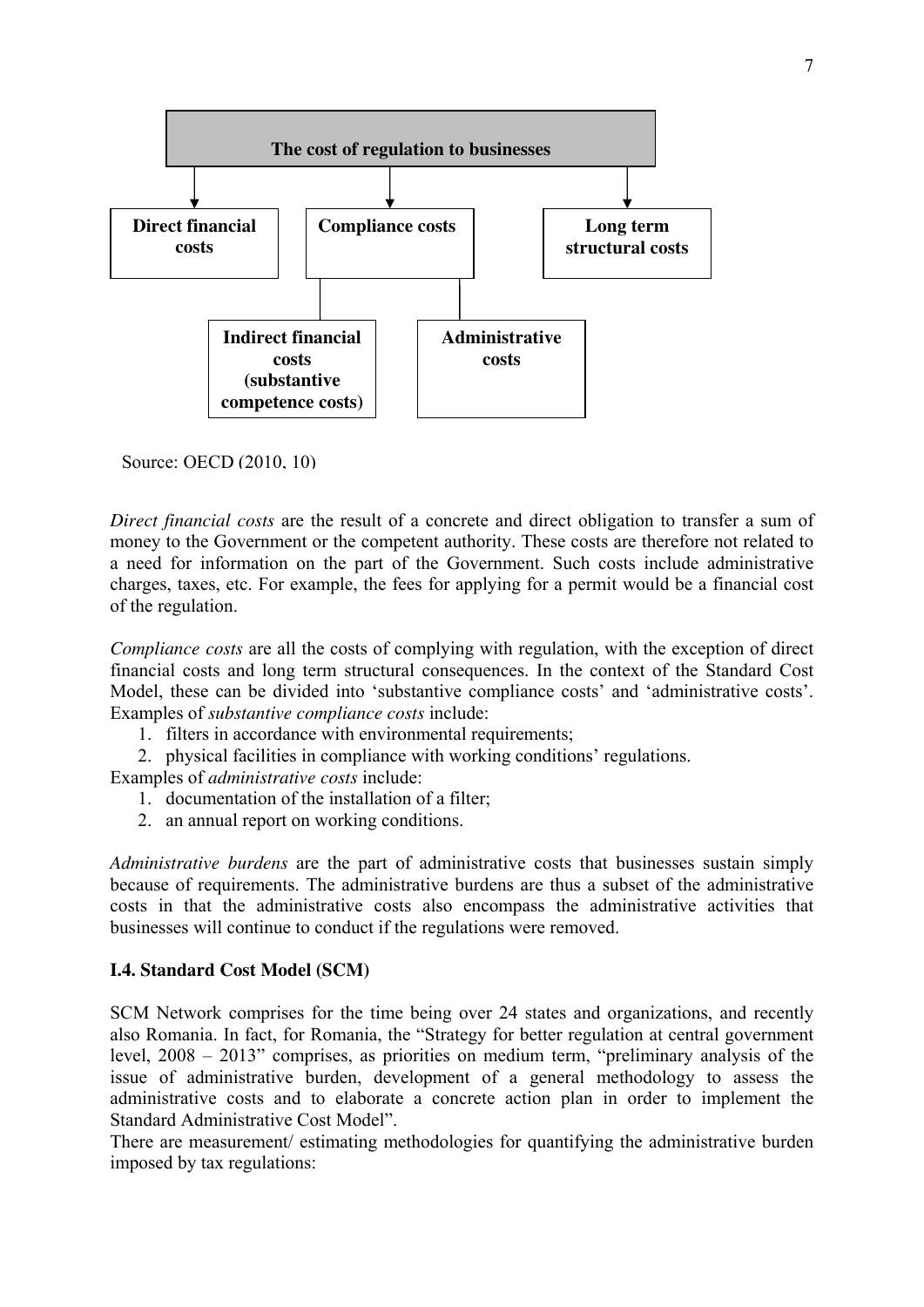**The cost of regulation to businesses**

- **Direct financial costs**
- **Compliance costs**
  - **Indirect financial costs (substantive competence costs)**
  - **Administrative costs**
- **Long term structural costs**

Source: OECD (2010, 10)

*Direct financial costs* are the result of a concrete and direct obligation to transfer a sum of money to the Government or the competent authority. These costs are therefore not related to a need for information on the part of the Government. Such costs include administrative charges, taxes, etc. For example, the fees for applying for a permit would be a financial cost of the regulation.

*Compliance costs* are all the costs of complying with regulation, with the exception of direct financial costs and long term structural consequences. In the context of the Standard Cost Model, these can be divided into 'substantive compliance costs' and 'administrative costs'. Examples of *substantive compliance costs* include:

1. filters in accordance with environmental requirements;
2. physical facilities in compliance with working conditions' regulations.

Examples of *administrative costs* include:

1. documentation of the installation of a filter;
2. an annual report on working conditions.

*Administrative burdens* are the part of administrative costs that businesses sustain simply because of requirements. The administrative burdens are thus a subset of the administrative costs in that the administrative costs also encompass the administrative activities that businesses will continue to conduct if the regulations were removed.

### I.4. Standard Cost Model (SCM)

SCM Network comprises for the time being over 24 states and organizations, and recently also Romania. In fact, for Romania, the "Strategy for better regulation at central government level, 2008 – 2013" comprises, as priorities on medium term, "preliminary analysis of the issue of administrative burden, development of a general methodology to assess the administrative costs and to elaborate a concrete action plan in order to implement the Standard Administrative Cost Model".

There are measurement/ estimating methodologies for quantifying the administrative burden imposed by tax regulations: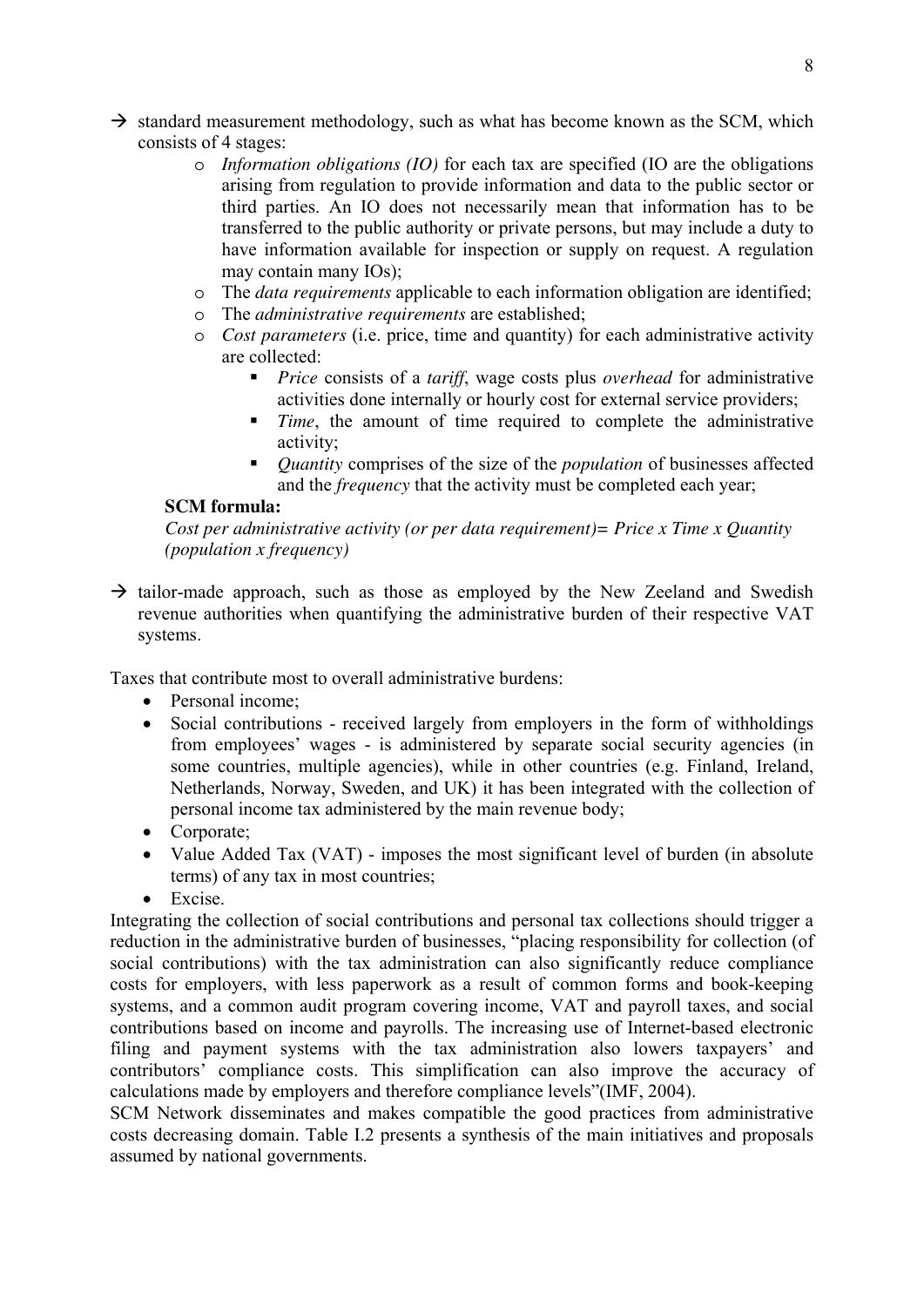- → standard measurement methodology, such as what has become known as the SCM, which consists of 4 stages:
  - *Information obligations (IO)* for each tax are specified (IO are the obligations arising from regulation to provide information and data to the public sector or third parties. An IO does not necessarily mean that information has to be transferred to the public authority or private persons, but may include a duty to have information available for inspection or supply on request. A regulation may contain many IOs);
  - The *data requirements* applicable to each information obligation are identified;
  - The *administrative requirements* are established;
  - *Cost parameters* (i.e. price, time and quantity) for each administrative activity are collected:
    - *Price* consists of a *tariff*, wage costs plus *overhead* for administrative activities done internally or hourly cost for external service providers;
    - *Time*, the amount of time required to complete the administrative activity;
    - *Quantity* comprises of the size of the *population* of businesses affected and the *frequency* that the activity must be completed each year;

  **SCM formula:**

  *Cost per administrative activity (or per data requirement)= Price x Time x Quantity (population x frequency)*

- → tailor-made approach, such as those as employed by the New Zeeland and Swedish revenue authorities when quantifying the administrative burden of their respective VAT systems.

Taxes that contribute most to overall administrative burdens:

- Personal income;
- Social contributions - received largely from employers in the form of withholdings from employees' wages - is administered by separate social security agencies (in some countries, multiple agencies), while in other countries (e.g. Finland, Ireland, Netherlands, Norway, Sweden, and UK) it has been integrated with the collection of personal income tax administered by the main revenue body;
- Corporate;
- Value Added Tax (VAT) - imposes the most significant level of burden (in absolute terms) of any tax in most countries;
- Excise.

Integrating the collection of social contributions and personal tax collections should trigger a reduction in the administrative burden of businesses, "placing responsibility for collection (of social contributions) with the tax administration can also significantly reduce compliance costs for employers, with less paperwork as a result of common forms and book-keeping systems, and a common audit program covering income, VAT and payroll taxes, and social contributions based on income and payrolls. The increasing use of Internet-based electronic filing and payment systems with the tax administration also lowers taxpayers' and contributors' compliance costs. This simplification can also improve the accuracy of calculations made by employers and therefore compliance levels"(IMF, 2004).

SCM Network disseminates and makes compatible the good practices from administrative costs decreasing domain. Table I.2 presents a synthesis of the main initiatives and proposals assumed by national governments.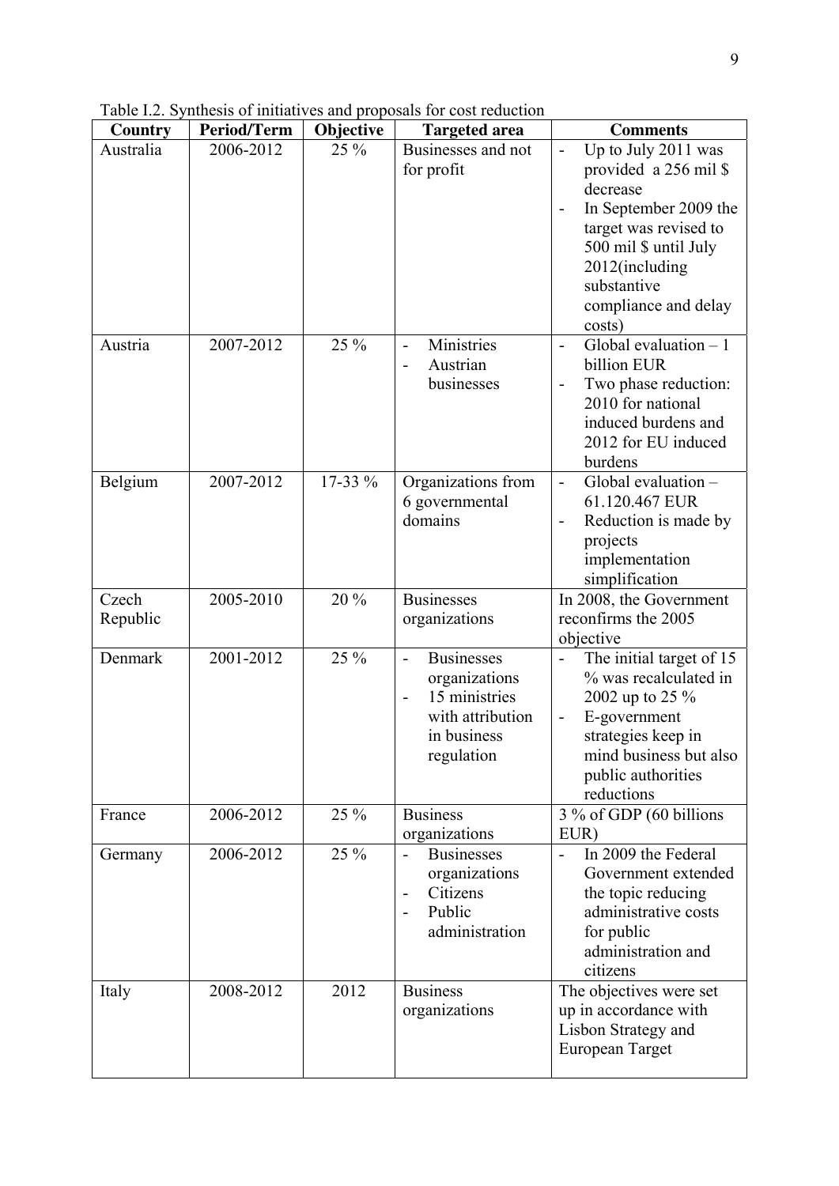Table I.2. Synthesis of initiatives and proposals for cost reduction

| Country | Period/Term | Objective | Targeted area | Comments |
|---|---|---|---|---|
| Australia | 2006-2012 | 25 % | Businesses and not for profit | - Up to July 2011 was provided a 256 mil $ decrease<br>- In September 2009 the target was revised to 500 mil $ until July 2012(including substantive compliance and delay costs) |
| Austria | 2007-2012 | 25 % | - Ministries<br>- Austrian businesses | - Global evaluation – 1 billion EUR<br>- Two phase reduction: 2010 for national induced burdens and 2012 for EU induced burdens |
| Belgium | 2007-2012 | 17-33 % | Organizations from 6 governmental domains | - Global evaluation – 61.120.467 EUR<br>- Reduction is made by projects implementation simplification |
| Czech Republic | 2005-2010 | 20 % | Businesses organizations | In 2008, the Government reconfirms the 2005 objective |
| Denmark | 2001-2012 | 25 % | - Businesses organizations<br>- 15 ministries with attribution in business regulation | - The initial target of 15 % was recalculated in 2002 up to 25 %<br>- E-government strategies keep in mind business but also public authorities reductions |
| France | 2006-2012 | 25 % | Business organizations | 3 % of GDP (60 billions EUR) |
| Germany | 2006-2012 | 25 % | - Businesses organizations<br>- Citizens<br>- Public administration | - In 2009 the Federal Government extended the topic reducing administrative costs for public administration and citizens |
| Italy | 2008-2012 | 2012 | Business organizations | The objectives were set up in accordance with Lisbon Strategy and European Target |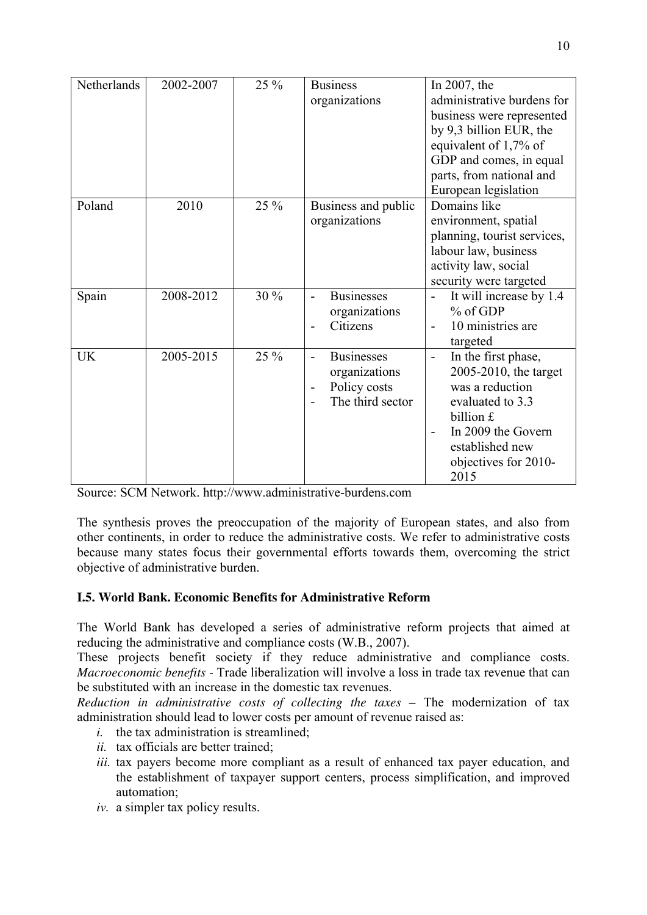| Netherlands | 2002-2007 | 25 % | Business organizations | In 2007, the administrative burdens for business were represented by 9,3 billion EUR, the equivalent of 1,7% of GDP and comes, in equal parts, from national and European legislation |
|---|---|---|---|---|
| Poland | 2010 | 25 % | Business and public organizations | Domains like environment, spatial planning, tourist services, labour law, business activity law, social security were targeted |
| Spain | 2008-2012 | 30 % | - Businesses organizations<br>- Citizens | - It will increase by 1.4 % of GDP<br>- 10 ministries are targeted |
| UK | 2005-2015 | 25 % | - Businesses organizations<br>- Policy costs<br>- The third sector | - In the first phase, 2005-2010, the target was a reduction evaluated to 3.3 billion £<br>- In 2009 the Govern established new objectives for 2010-2015 |

Source: SCM Network. http://www.administrative-burdens.com

The synthesis proves the preoccupation of the majority of European states, and also from other continents, in order to reduce the administrative costs. We refer to administrative costs because many states focus their governmental efforts towards them, overcoming the strict objective of administrative burden.

### I.5. World Bank. Economic Benefits for Administrative Reform

The World Bank has developed a series of administrative reform projects that aimed at reducing the administrative and compliance costs (W.B., 2007).

These projects benefit society if they reduce administrative and compliance costs. *Macroeconomic benefits* - Trade liberalization will involve a loss in trade tax revenue that can be substituted with an increase in the domestic tax revenues.

*Reduction in administrative costs of collecting the taxes* – The modernization of tax administration should lead to lower costs per amount of revenue raised as:

- *i.* the tax administration is streamlined;
- *ii.* tax officials are better trained;
- *iii.* tax payers become more compliant as a result of enhanced tax payer education, and the establishment of taxpayer support centers, process simplification, and improved automation;
- *iv.* a simpler tax policy results.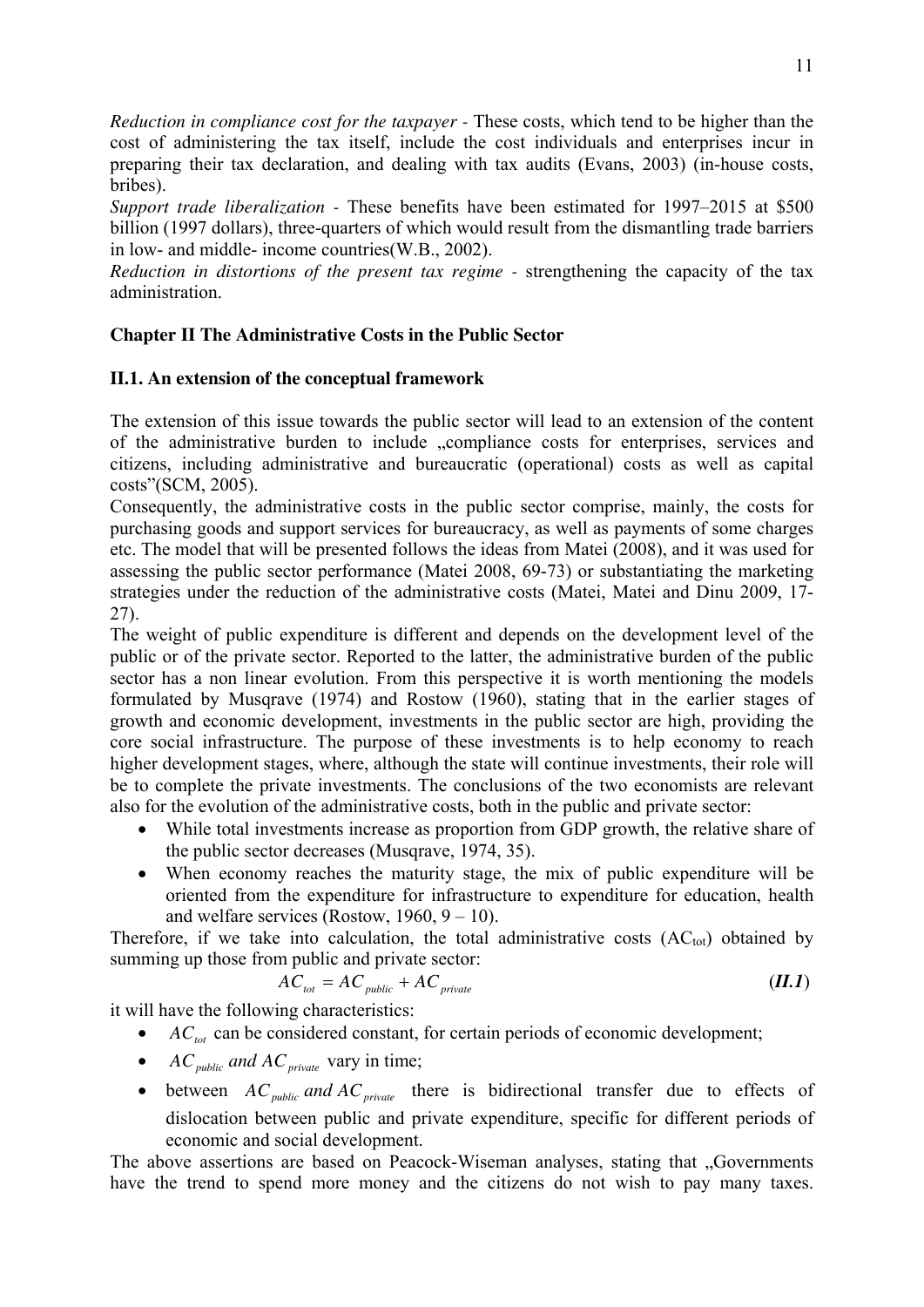*Reduction in compliance cost for the taxpayer* - These costs, which tend to be higher than the cost of administering the tax itself, include the cost individuals and enterprises incur in preparing their tax declaration, and dealing with tax audits (Evans, 2003) (in-house costs, bribes).

*Support trade liberalization* - These benefits have been estimated for 1997–2015 at \$500 billion (1997 dollars), three-quarters of which would result from the dismantling trade barriers in low- and middle- income countries(W.B., 2002).

*Reduction in distortions of the present tax regime* - strengthening the capacity of the tax administration.

## Chapter II The Administrative Costs in the Public Sector

### II.1. An extension of the conceptual framework

The extension of this issue towards the public sector will lead to an extension of the content of the administrative burden to include „compliance costs for enterprises, services and citizens, including administrative and bureaucratic (operational) costs as well as capital costs"(SCM, 2005).

Consequently, the administrative costs in the public sector comprise, mainly, the costs for purchasing goods and support services for bureaucracy, as well as payments of some charges etc. The model that will be presented follows the ideas from Matei (2008), and it was used for assessing the public sector performance (Matei 2008, 69-73) or substantiating the marketing strategies under the reduction of the administrative costs (Matei, Matei and Dinu 2009, 17-27).

The weight of public expenditure is different and depends on the development level of the public or of the private sector. Reported to the latter, the administrative burden of the public sector has a non linear evolution. From this perspective it is worth mentioning the models formulated by Musqrave (1974) and Rostow (1960), stating that in the earlier stages of growth and economic development, investments in the public sector are high, providing the core social infrastructure. The purpose of these investments is to help economy to reach higher development stages, where, although the state will continue investments, their role will be to complete the private investments. The conclusions of the two economists are relevant also for the evolution of the administrative costs, both in the public and private sector:

- While total investments increase as proportion from GDP growth, the relative share of the public sector decreases (Musqrave, 1974, 35).
- When economy reaches the maturity stage, the mix of public expenditure will be oriented from the expenditure for infrastructure to expenditure for education, health and welfare services (Rostow, 1960, 9 – 10).

Therefore, if we take into calculation, the total administrative costs ($AC_{tot}$) obtained by summing up those from public and private sector:

$$AC_{tot} = AC_{public} + AC_{private} \qquad \textbf{(II.1)}$$

it will have the following characteristics:

- $AC_{tot}$ can be considered constant, for certain periods of economic development;
- $AC_{public}$ *and* $AC_{private}$ vary in time;
- between $AC_{public}$ *and* $AC_{private}$ there is bidirectional transfer due to effects of dislocation between public and private expenditure, specific for different periods of economic and social development.

The above assertions are based on Peacock-Wiseman analyses, stating that „Governments have the trend to spend more money and the citizens do not wish to pay many taxes.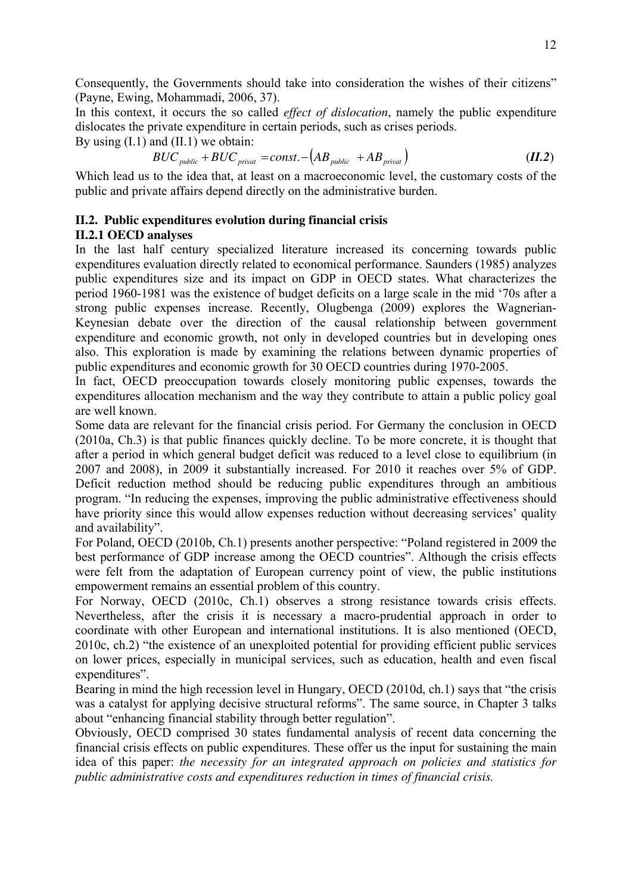Consequently, the Governments should take into consideration the wishes of their citizens" (Payne, Ewing, Mohammadi, 2006, 37).

In this context, it occurs the so called *effect of dislocation*, namely the public expenditure dislocates the private expenditure in certain periods, such as crises periods.

By using (I.1) and (II.1) we obtain:

$$BUC_{public} + BUC_{privat} = const. - \left(AB_{public} + AB_{privat}\right) \qquad \textbf{\textit{(II.2)}}$$

Which lead us to the idea that, at least on a macroeconomic level, the customary costs of the public and private affairs depend directly on the administrative burden.

## II.2. Public expenditures evolution during financial crisis

### II.2.1 OECD analyses

In the last half century specialized literature increased its concerning towards public expenditures evaluation directly related to economical performance. Saunders (1985) analyzes public expenditures size and its impact on GDP in OECD states. What characterizes the period 1960-1981 was the existence of budget deficits on a large scale in the mid '70s after a strong public expenses increase. Recently, Olugbenga (2009) explores the Wagnerian-Keynesian debate over the direction of the causal relationship between government expenditure and economic growth, not only in developed countries but in developing ones also. This exploration is made by examining the relations between dynamic properties of public expenditures and economic growth for 30 OECD countries during 1970-2005.

In fact, OECD preoccupation towards closely monitoring public expenses, towards the expenditures allocation mechanism and the way they contribute to attain a public policy goal are well known.

Some data are relevant for the financial crisis period. For Germany the conclusion in OECD (2010a, Ch.3) is that public finances quickly decline. To be more concrete, it is thought that after a period in which general budget deficit was reduced to a level close to equilibrium (in 2007 and 2008), in 2009 it substantially increased. For 2010 it reaches over 5% of GDP. Deficit reduction method should be reducing public expenditures through an ambitious program. "In reducing the expenses, improving the public administrative effectiveness should have priority since this would allow expenses reduction without decreasing services' quality and availability".

For Poland, OECD (2010b, Ch.1) presents another perspective: "Poland registered in 2009 the best performance of GDP increase among the OECD countries". Although the crisis effects were felt from the adaptation of European currency point of view, the public institutions empowerment remains an essential problem of this country.

For Norway, OECD (2010c, Ch.1) observes a strong resistance towards crisis effects. Nevertheless, after the crisis it is necessary a macro-prudential approach in order to coordinate with other European and international institutions. It is also mentioned (OECD, 2010c, ch.2) "the existence of an unexploited potential for providing efficient public services on lower prices, especially in municipal services, such as education, health and even fiscal expenditures".

Bearing in mind the high recession level in Hungary, OECD (2010d, ch.1) says that "the crisis was a catalyst for applying decisive structural reforms". The same source, in Chapter 3 talks about "enhancing financial stability through better regulation".

Obviously, OECD comprised 30 states fundamental analysis of recent data concerning the financial crisis effects on public expenditures. These offer us the input for sustaining the main idea of this paper: *the necessity for an integrated approach on policies and statistics for public administrative costs and expenditures reduction in times of financial crisis.*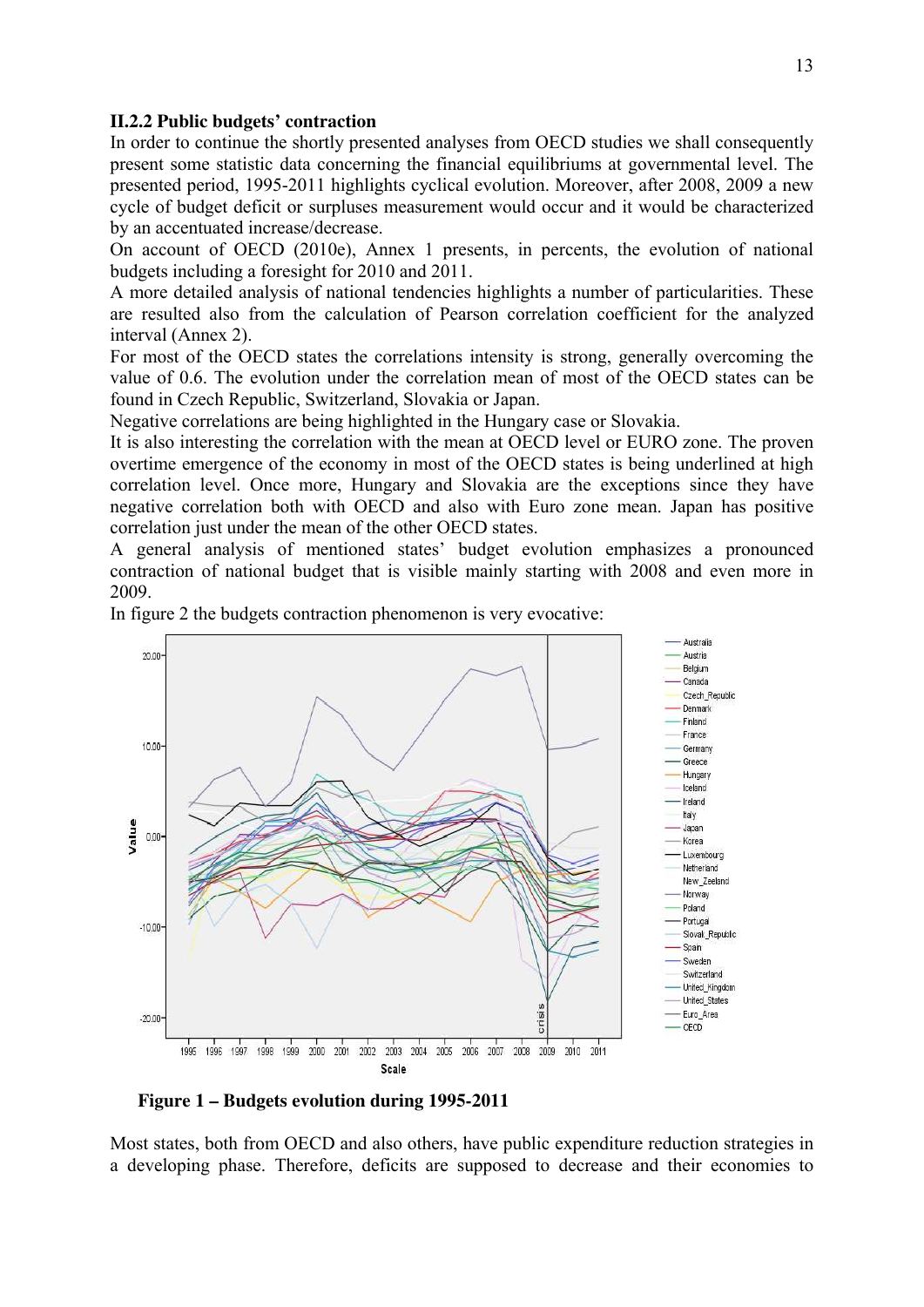### II.2.2 Public budgets' contraction

In order to continue the shortly presented analyses from OECD studies we shall consequently present some statistic data concerning the financial equilibriums at governmental level. The presented period, 1995-2011 highlights cyclical evolution. Moreover, after 2008, 2009 a new cycle of budget deficit or surpluses measurement would occur and it would be characterized by an accentuated increase/decrease.

On account of OECD (2010e), Annex 1 presents, in percents, the evolution of national budgets including a foresight for 2010 and 2011.

A more detailed analysis of national tendencies highlights a number of particularities. These are resulted also from the calculation of Pearson correlation coefficient for the analyzed interval (Annex 2).

For most of the OECD states the correlations intensity is strong, generally overcoming the value of 0.6. The evolution under the correlation mean of most of the OECD states can be found in Czech Republic, Switzerland, Slovakia or Japan.

Negative correlations are being highlighted in the Hungary case or Slovakia.

It is also interesting the correlation with the mean at OECD level or EURO zone. The proven overtime emergence of the economy in most of the OECD states is being underlined at high correlation level. Once more, Hungary and Slovakia are the exceptions since they have negative correlation both with OECD and also with Euro zone mean. Japan has positive correlation just under the mean of the other OECD states.

A general analysis of mentioned states' budget evolution emphasizes a pronounced contraction of national budget that is visible mainly starting with 2008 and even more in 2009.

In figure 2 the budgets contraction phenomenon is very evocative:

**Figure 1 – Budgets evolution during 1995-2011**

Most states, both from OECD and also others, have public expenditure reduction strategies in a developing phase. Therefore, deficits are supposed to decrease and their economies to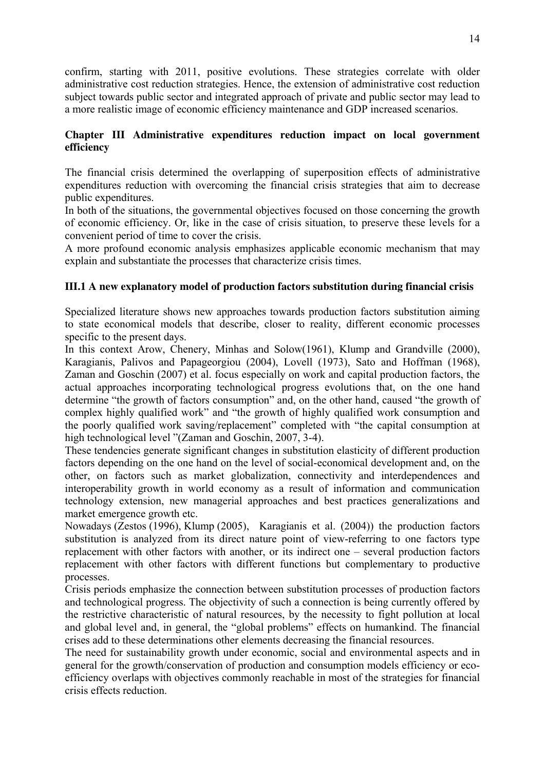confirm, starting with 2011, positive evolutions. These strategies correlate with older administrative cost reduction strategies. Hence, the extension of administrative cost reduction subject towards public sector and integrated approach of private and public sector may lead to a more realistic image of economic efficiency maintenance and GDP increased scenarios.

## Chapter III Administrative expenditures reduction impact on local government efficiency

The financial crisis determined the overlapping of superposition effects of administrative expenditures reduction with overcoming the financial crisis strategies that aim to decrease public expenditures.

In both of the situations, the governmental objectives focused on those concerning the growth of economic efficiency. Or, like in the case of crisis situation, to preserve these levels for a convenient period of time to cover the crisis.

A more profound economic analysis emphasizes applicable economic mechanism that may explain and substantiate the processes that characterize crisis times.

### III.1 A new explanatory model of production factors substitution during financial crisis

Specialized literature shows new approaches towards production factors substitution aiming to state economical models that describe, closer to reality, different economic processes specific to the present days.

In this context Arow, Chenery, Minhas and Solow(1961), Klump and Grandville (2000), Karagianis, Palivos and Papageorgiou (2004), Lovell (1973), Sato and Hoffman (1968), Zaman and Goschin (2007) et al. focus especially on work and capital production factors, the actual approaches incorporating technological progress evolutions that, on the one hand determine "the growth of factors consumption" and, on the other hand, caused "the growth of complex highly qualified work" and "the growth of highly qualified work consumption and the poorly qualified work saving/replacement" completed with "the capital consumption at high technological level "(Zaman and Goschin, 2007, 3-4).

These tendencies generate significant changes in substitution elasticity of different production factors depending on the one hand on the level of social-economical development and, on the other, on factors such as market globalization, connectivity and interdependences and interoperability growth in world economy as a result of information and communication technology extension, new managerial approaches and best practices generalizations and market emergence growth etc.

Nowadays (Zestos (1996), Klump (2005), Karagianis et al. (2004)) the production factors substitution is analyzed from its direct nature point of view-referring to one factors type replacement with other factors with another, or its indirect one – several production factors replacement with other factors with different functions but complementary to productive processes.

Crisis periods emphasize the connection between substitution processes of production factors and technological progress. The objectivity of such a connection is being currently offered by the restrictive characteristic of natural resources, by the necessity to fight pollution at local and global level and, in general, the "global problems" effects on humankind. The financial crises add to these determinations other elements decreasing the financial resources.

The need for sustainability growth under economic, social and environmental aspects and in general for the growth/conservation of production and consumption models efficiency or eco-efficiency overlaps with objectives commonly reachable in most of the strategies for financial crisis effects reduction.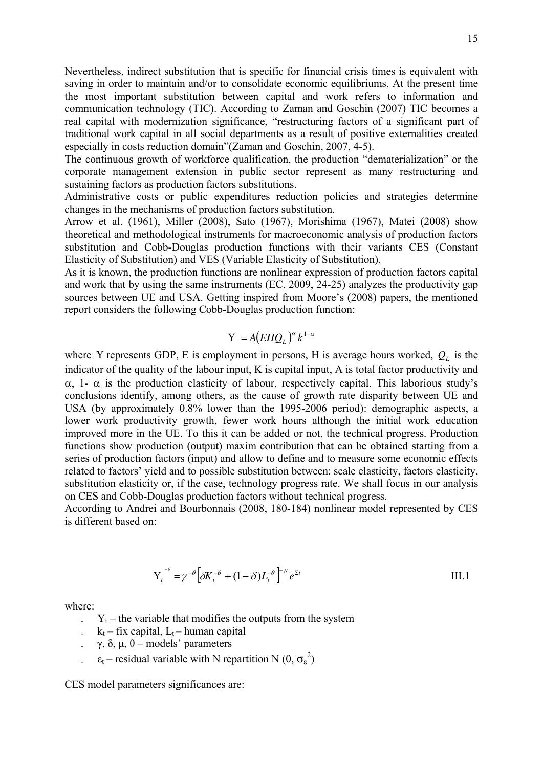Nevertheless, indirect substitution that is specific for financial crisis times is equivalent with saving in order to maintain and/or to consolidate economic equilibriums. At the present time the most important substitution between capital and work refers to information and communication technology (TIC). According to Zaman and Goschin (2007) TIC becomes a real capital with modernization significance, "restructuring factors of a significant part of traditional work capital in all social departments as a result of positive externalities created especially in costs reduction domain"(Zaman and Goschin, 2007, 4-5).

The continuous growth of workforce qualification, the production "dematerialization" or the corporate management extension in public sector represent as many restructuring and sustaining factors as production factors substitutions.

Administrative costs or public expenditures reduction policies and strategies determine changes in the mechanisms of production factors substitution.

Arrow et al. (1961), Miller (2008), Sato (1967), Morishima (1967), Matei (2008) show theoretical and methodological instruments for macroeconomic analysis of production factors substitution and Cobb-Douglas production functions with their variants CES (Constant Elasticity of Substitution) and VES (Variable Elasticity of Substitution).

As it is known, the production functions are nonlinear expression of production factors capital and work that by using the same instruments (EC, 2009, 24-25) analyzes the productivity gap sources between UE and USA. Getting inspired from Moore's (2008) papers, the mentioned report considers the following Cobb-Douglas production function:

$$\mathrm{Y} = A\left(EHQ_L\right)^{\alpha} k^{1-\alpha}$$

where Y represents GDP, E is employment in persons, H is average hours worked, $Q_L$ is the indicator of the quality of the labour input, K is capital input, A is total factor productivity and $\alpha$, 1- $\alpha$ is the production elasticity of labour, respectively capital. This laborious study's conclusions identify, among others, as the cause of growth rate disparity between UE and USA (by approximately 0.8% lower than the 1995-2006 period): demographic aspects, a lower work productivity growth, fewer work hours although the initial work education improved more in the UE. To this it can be added or not, the technical progress. Production functions show production (output) maxim contribution that can be obtained starting from a series of production factors (input) and allow to define and to measure some economic effects related to factors' yield and to possible substitution between: scale elasticity, factors elasticity, substitution elasticity or, if the case, technology progress rate. We shall focus in our analysis on CES and Cobb-Douglas production factors without technical progress.

According to Andrei and Bourbonnais (2008, 180-184) nonlinear model represented by CES is different based on:

$$\mathrm{Y}_t^{-\theta} = \gamma^{-\theta}\left[\delta K_t^{-\theta} + (1-\delta)L_t^{-\theta}\right]^{-\mu} e^{\Sigma t} \qquad \text{III.1}$$

where:

- $\mathrm{Y}_t$ – the variable that modifies the outputs from the system
- $k_t$ – fix capital, $L_t$ – human capital
- $\gamma$, $\delta$, $\mu$, $\theta$ – models' parameters
- $\varepsilon_t$ – residual variable with N repartition N (0, $\sigma_\varepsilon^2$)

CES model parameters significances are: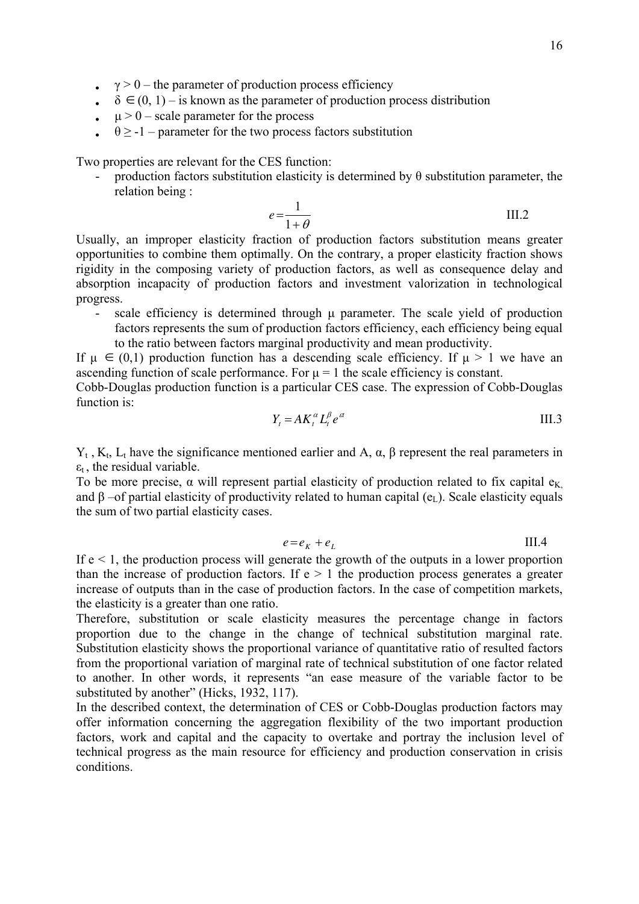- $\gamma > 0$ – the parameter of production process efficiency
- $\delta \in (0, 1)$ – is known as the parameter of production process distribution
- $\mu > 0$ – scale parameter for the process
- $\theta \geq -1$ – parameter for the two process factors substitution

Two properties are relevant for the CES function:

- production factors substitution elasticity is determined by θ substitution parameter, the relation being :

$$e = \frac{1}{1+\theta} \qquad \text{III.2}$$

Usually, an improper elasticity fraction of production factors substitution means greater opportunities to combine them optimally. On the contrary, a proper elasticity fraction shows rigidity in the composing variety of production factors, as well as consequence delay and absorption incapacity of production factors and investment valorization in technological progress.

- scale efficiency is determined through μ parameter. The scale yield of production factors represents the sum of production factors efficiency, each efficiency being equal to the ratio between factors marginal productivity and mean productivity.

If $\mu \in (0,1)$ production function has a descending scale efficiency. If $\mu > 1$ we have an ascending function of scale performance. For $\mu = 1$ the scale efficiency is constant.

Cobb-Douglas production function is a particular CES case. The expression of Cobb-Douglas function is:

$$Y_t = AK_t^{\alpha} L_t^{\beta} e^{\varepsilon t} \qquad \text{III.3}$$

$Y_t$ , $K_t$, $L_t$ have the significance mentioned earlier and A, α, β represent the real parameters in $\varepsilon_t$ , the residual variable.

To be more precise, α will represent partial elasticity of production related to fix capital $e_K$, and β –of partial elasticity of productivity related to human capital ($e_L$). Scale elasticity equals the sum of two partial elasticity cases.

$$e = e_K + e_L \qquad \text{III.4}$$

If $e < 1$, the production process will generate the growth of the outputs in a lower proportion than the increase of production factors. If $e > 1$ the production process generates a greater increase of outputs than in the case of production factors. In the case of competition markets, the elasticity is a greater than one ratio.

Therefore, substitution or scale elasticity measures the percentage change in factors proportion due to the change in the change of technical substitution marginal rate. Substitution elasticity shows the proportional variance of quantitative ratio of resulted factors from the proportional variation of marginal rate of technical substitution of one factor related to another. In other words, it represents "an ease measure of the variable factor to be substituted by another" (Hicks, 1932, 117).

In the described context, the determination of CES or Cobb-Douglas production factors may offer information concerning the aggregation flexibility of the two important production factors, work and capital and the capacity to overtake and portray the inclusion level of technical progress as the main resource for efficiency and production conservation in crisis conditions.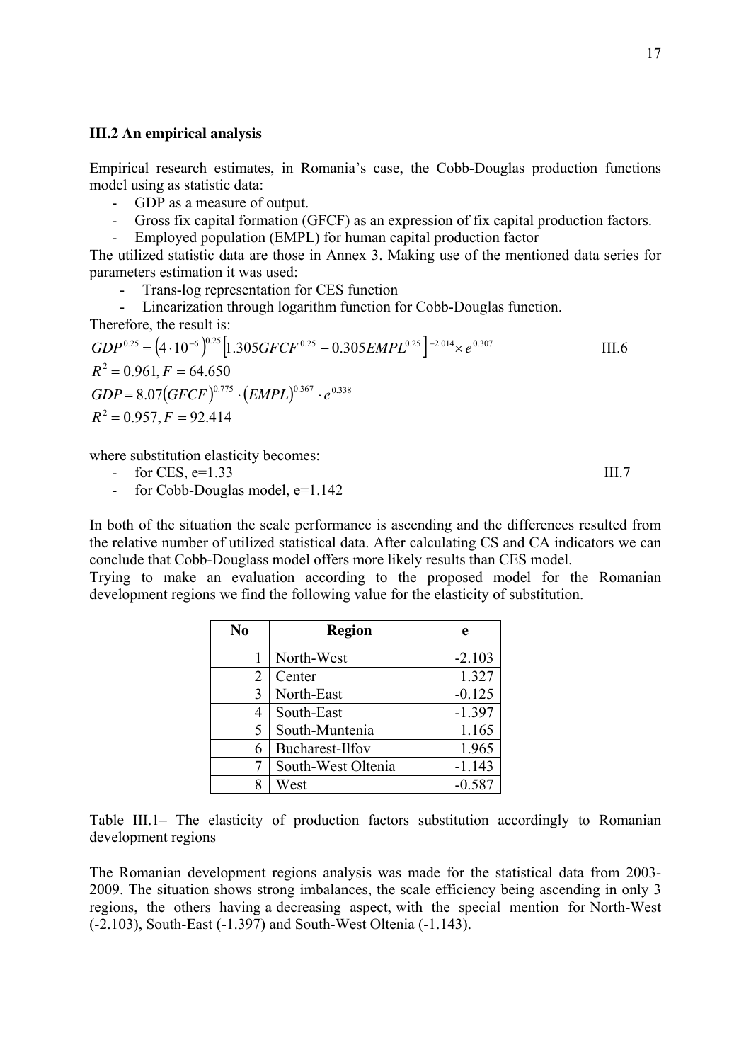### III.2 An empirical analysis

Empirical research estimates, in Romania's case, the Cobb-Douglas production functions model using as statistic data:

- GDP as a measure of output.
- Gross fix capital formation (GFCF) as an expression of fix capital production factors.
- Employed population (EMPL) for human capital production factor

The utilized statistic data are those in Annex 3. Making use of the mentioned data series for parameters estimation it was used:

- Trans-log representation for CES function
- Linearization through logarithm function for Cobb-Douglas function.

Therefore, the result is:

$$GDP^{0.25} = \left(4 \cdot 10^{-6}\right)^{0.25}\left[1.305GFCF^{0.25} - 0.305EMPL^{0.25}\right]^{-2.014} \times e^{0.307} \qquad \text{III.6}$$

$$R^2 = 0.961, F = 64.650$$

$$GDP = 8.07(GFCF)^{0.775} \cdot (EMPL)^{0.367} \cdot e^{0.338}$$

$$R^2 = 0.957, F = 92.414$$

where substitution elasticity becomes:

- for CES, e=1.33 (III.7)
- for Cobb-Douglas model, e=1.142

In both of the situation the scale performance is ascending and the differences resulted from the relative number of utilized statistical data. After calculating CS and CA indicators we can conclude that Cobb-Douglass model offers more likely results than CES model.

Trying to make an evaluation according to the proposed model for the Romanian development regions we find the following value for the elasticity of substitution.

| No | Region | e |
|---|---|---|
| 1 | North-West | -2.103 |
| 2 | Center | 1.327 |
| 3 | North-East | -0.125 |
| 4 | South-East | -1.397 |
| 5 | South-Muntenia | 1.165 |
| 6 | Bucharest-Ilfov | 1.965 |
| 7 | South-West Oltenia | -1.143 |
| 8 | West | -0.587 |

Table III.1– The elasticity of production factors substitution accordingly to Romanian development regions

The Romanian development regions analysis was made for the statistical data from 2003-2009. The situation shows strong imbalances, the scale efficiency being ascending in only 3 regions, the others having a decreasing aspect, with the special mention for North-West (-2.103), South-East (-1.397) and South-West Oltenia (-1.143).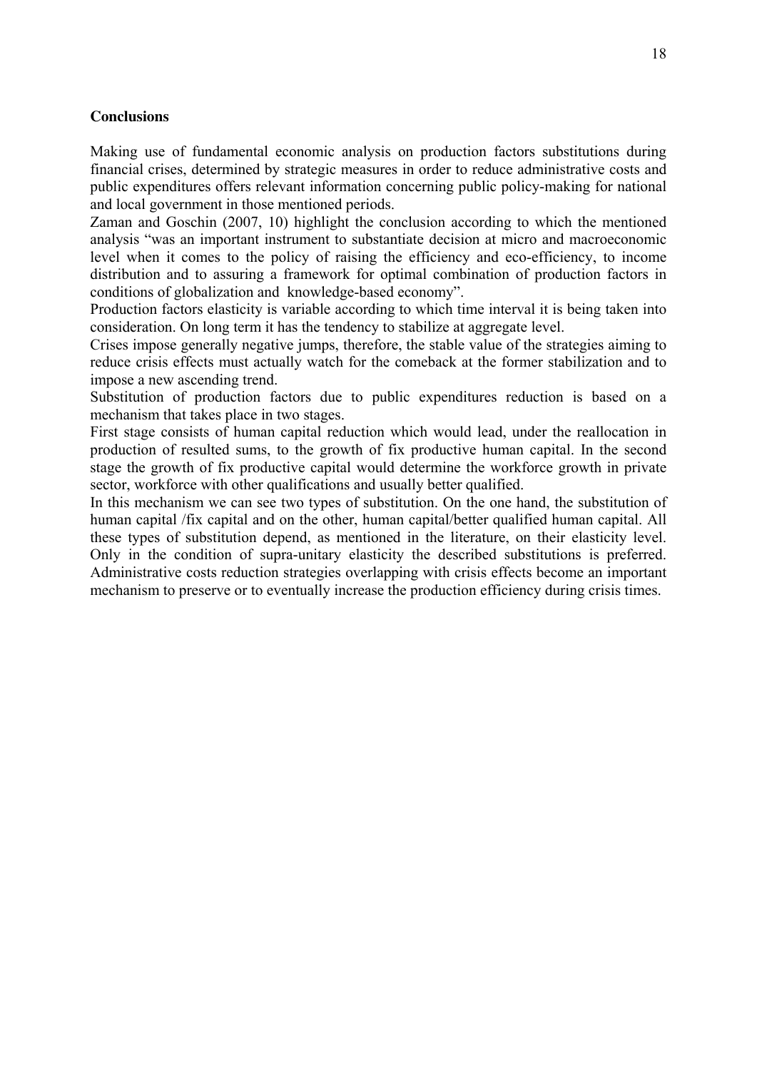**Conclusions**

Making use of fundamental economic analysis on production factors substitutions during financial crises, determined by strategic measures in order to reduce administrative costs and public expenditures offers relevant information concerning public policy-making for national and local government in those mentioned periods.

Zaman and Goschin (2007, 10) highlight the conclusion according to which the mentioned analysis "was an important instrument to substantiate decision at micro and macroeconomic level when it comes to the policy of raising the efficiency and eco-efficiency, to income distribution and to assuring a framework for optimal combination of production factors in conditions of globalization and knowledge-based economy".

Production factors elasticity is variable according to which time interval it is being taken into consideration. On long term it has the tendency to stabilize at aggregate level.

Crises impose generally negative jumps, therefore, the stable value of the strategies aiming to reduce crisis effects must actually watch for the comeback at the former stabilization and to impose a new ascending trend.

Substitution of production factors due to public expenditures reduction is based on a mechanism that takes place in two stages.

First stage consists of human capital reduction which would lead, under the reallocation in production of resulted sums, to the growth of fix productive human capital. In the second stage the growth of fix productive capital would determine the workforce growth in private sector, workforce with other qualifications and usually better qualified.

In this mechanism we can see two types of substitution. On the one hand, the substitution of human capital /fix capital and on the other, human capital/better qualified human capital. All these types of substitution depend, as mentioned in the literature, on their elasticity level. Only in the condition of supra-unitary elasticity the described substitutions is preferred. Administrative costs reduction strategies overlapping with crisis effects become an important mechanism to preserve or to eventually increase the production efficiency during crisis times.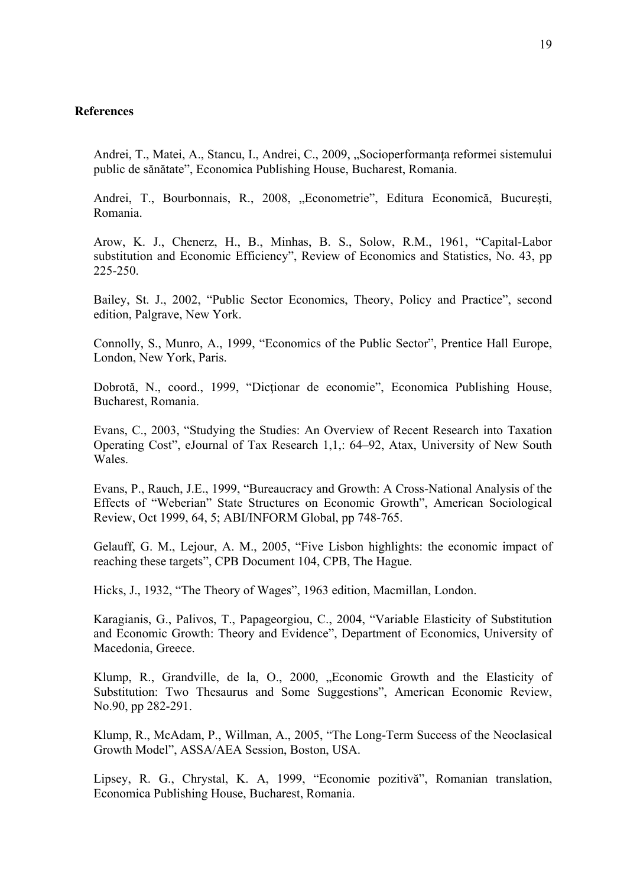**References**

Andrei, T., Matei, A., Stancu, I., Andrei, C., 2009, „Socioperformanţa reformei sistemului public de sănătate”, Economica Publishing House, Bucharest, Romania.

Andrei, T., Bourbonnais, R., 2008, „Econometrie”, Editura Economică, Bucureşti, Romania.

Arow, K. J., Chenerz, H., B., Minhas, B. S., Solow, R.M., 1961, “Capital-Labor substitution and Economic Efficiency”, Review of Economics and Statistics, No. 43, pp 225-250.

Bailey, St. J., 2002, “Public Sector Economics, Theory, Policy and Practice”, second edition, Palgrave, New York.

Connolly, S., Munro, A., 1999, “Economics of the Public Sector”, Prentice Hall Europe, London, New York, Paris.

Dobrotă, N., coord., 1999, “Dicţionar de economie”, Economica Publishing House, Bucharest, Romania.

Evans, C., 2003, “Studying the Studies: An Overview of Recent Research into Taxation Operating Cost”, eJournal of Tax Research 1,1,: 64–92, Atax, University of New South Wales.

Evans, P., Rauch, J.E., 1999, “Bureaucracy and Growth: A Cross-National Analysis of the Effects of “Weberian” State Structures on Economic Growth”, American Sociological Review, Oct 1999, 64, 5; ABI/INFORM Global, pp 748-765.

Gelauff, G. M., Lejour, A. M., 2005, “Five Lisbon highlights: the economic impact of reaching these targets”, CPB Document 104, CPB, The Hague.

Hicks, J., 1932, “The Theory of Wages”, 1963 edition, Macmillan, London.

Karagianis, G., Palivos, T., Papageorgiou, C., 2004, “Variable Elasticity of Substitution and Economic Growth: Theory and Evidence”, Department of Economics, University of Macedonia, Greece.

Klump, R., Grandville, de la, O., 2000, „Economic Growth and the Elasticity of Substitution: Two Thesaurus and Some Suggestions”, American Economic Review, No.90, pp 282-291.

Klump, R., McAdam, P., Willman, A., 2005, “The Long-Term Success of the Neoclasical Growth Model”, ASSA/AEA Session, Boston, USA.

Lipsey, R. G., Chrystal, K. A, 1999, “Economie pozitivă”, Romanian translation, Economica Publishing House, Bucharest, Romania.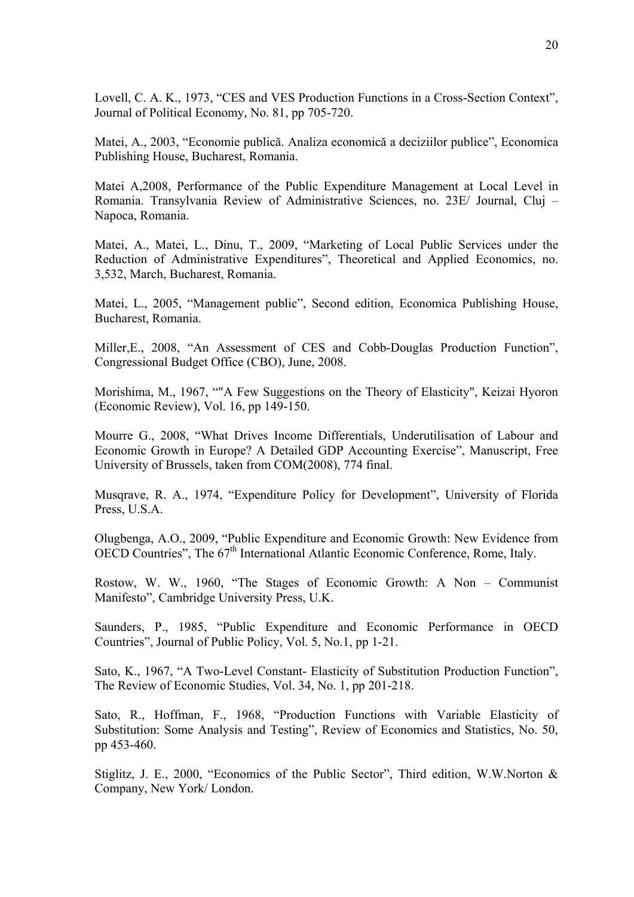Lovell, C. A. K., 1973, “CES and VES Production Functions in a Cross-Section Context”, Journal of Political Economy, No. 81, pp 705-720.

Matei, A., 2003, “Economie publică. Analiza economică a deciziilor publice”, Economica Publishing House, Bucharest, Romania.

Matei A,2008, Performance of the Public Expenditure Management at Local Level in Romania. Transylvania Review of Administrative Sciences, no. 23E/ Journal, Cluj – Napoca, Romania.

Matei, A., Matei, L., Dinu, T., 2009, “Marketing of Local Public Services under the Reduction of Administrative Expenditures”, Theoretical and Applied Economics, no. 3,532, March, Bucharest, Romania.

Matei, L., 2005, “Management public”, Second edition, Economica Publishing House, Bucharest, Romania.

Miller,E., 2008, “An Assessment of CES and Cobb-Douglas Production Function”, Congressional Budget Office (CBO), June, 2008.

Morishima, M., 1967, “"A Few Suggestions on the Theory of Elasticity", Keizai Hyoron (Economic Review), Vol. 16, pp 149-150.

Mourre G., 2008, “What Drives Income Differentials, Underutilisation of Labour and Economic Growth in Europe? A Detailed GDP Accounting Exercise”, Manuscript, Free University of Brussels, taken from COM(2008), 774 final.

Musqrave, R. A., 1974, “Expenditure Policy for Development”, University of Florida Press, U.S.A.

Olugbenga, A.O., 2009, “Public Expenditure and Economic Growth: New Evidence from OECD Countries”, The 67th International Atlantic Economic Conference, Rome, Italy.

Rostow, W. W., 1960, “The Stages of Economic Growth: A Non – Communist Manifesto”, Cambridge University Press, U.K.

Saunders, P., 1985, “Public Expenditure and Economic Performance in OECD Countries”, Journal of Public Policy, Vol. 5, No.1, pp 1-21.

Sato, K., 1967, “A Two-Level Constant- Elasticity of Substitution Production Function”, The Review of Economic Studies, Vol. 34, No. 1, pp 201-218.

Sato, R., Hoffman, F., 1968, “Production Functions with Variable Elasticity of Substitution: Some Analysis and Testing”, Review of Economics and Statistics, No. 50, pp 453-460.

Stiglitz, J. E., 2000, “Economics of the Public Sector”, Third edition, W.W.Norton & Company, New York/ London.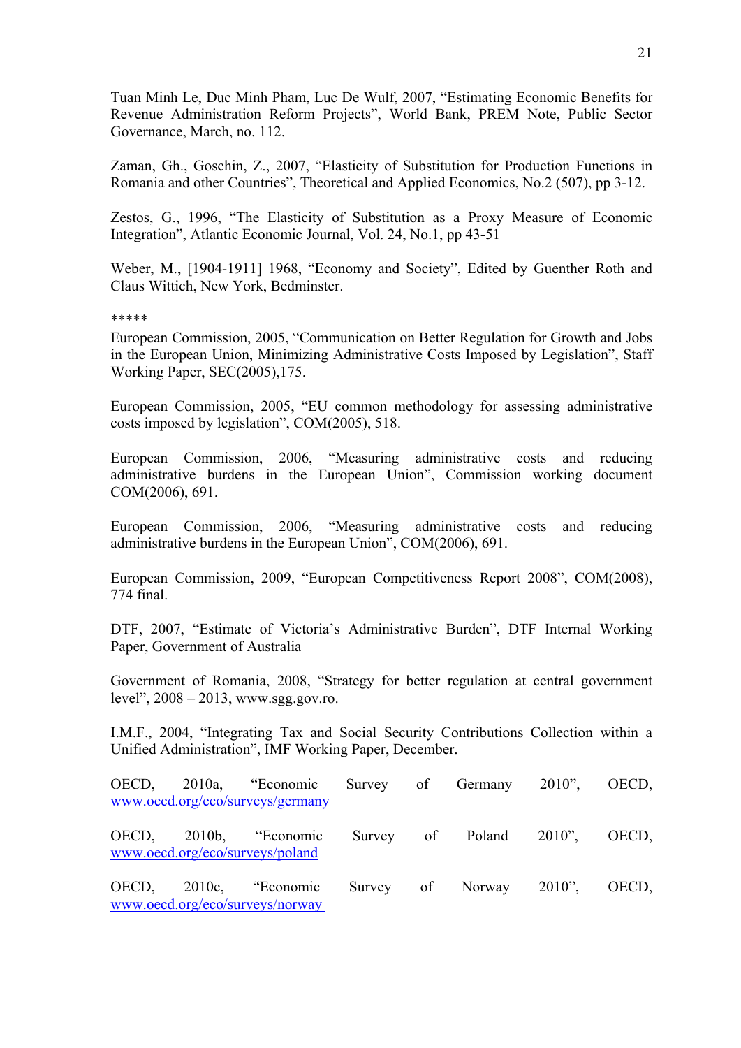Tuan Minh Le, Duc Minh Pham, Luc De Wulf, 2007, "Estimating Economic Benefits for Revenue Administration Reform Projects", World Bank, PREM Note, Public Sector Governance, March, no. 112.

Zaman, Gh., Goschin, Z., 2007, "Elasticity of Substitution for Production Functions in Romania and other Countries", Theoretical and Applied Economics, No.2 (507), pp 3-12.

Zestos, G., 1996, "The Elasticity of Substitution as a Proxy Measure of Economic Integration", Atlantic Economic Journal, Vol. 24, No.1, pp 43-51

Weber, M., [1904-1911] 1968, "Economy and Society", Edited by Guenther Roth and Claus Wittich, New York, Bedminster.

*****

European Commission, 2005, "Communication on Better Regulation for Growth and Jobs in the European Union, Minimizing Administrative Costs Imposed by Legislation", Staff Working Paper, SEC(2005),175.

European Commission, 2005, "EU common methodology for assessing administrative costs imposed by legislation", COM(2005), 518.

European Commission, 2006, "Measuring administrative costs and reducing administrative burdens in the European Union", Commission working document COM(2006), 691.

European Commission, 2006, "Measuring administrative costs and reducing administrative burdens in the European Union", COM(2006), 691.

European Commission, 2009, "European Competitiveness Report 2008", COM(2008), 774 final.

DTF, 2007, "Estimate of Victoria's Administrative Burden", DTF Internal Working Paper, Government of Australia

Government of Romania, 2008, "Strategy for better regulation at central government level", 2008 – 2013, www.sgg.gov.ro.

I.M.F., 2004, "Integrating Tax and Social Security Contributions Collection within a Unified Administration", IMF Working Paper, December.

OECD, 2010a, "Economic Survey of Germany 2010", OECD, www.oecd.org/eco/surveys/germany

OECD, 2010b, "Economic Survey of Poland 2010", OECD, www.oecd.org/eco/surveys/poland

OECD, 2010c, "Economic Survey of Norway 2010", OECD, www.oecd.org/eco/surveys/norway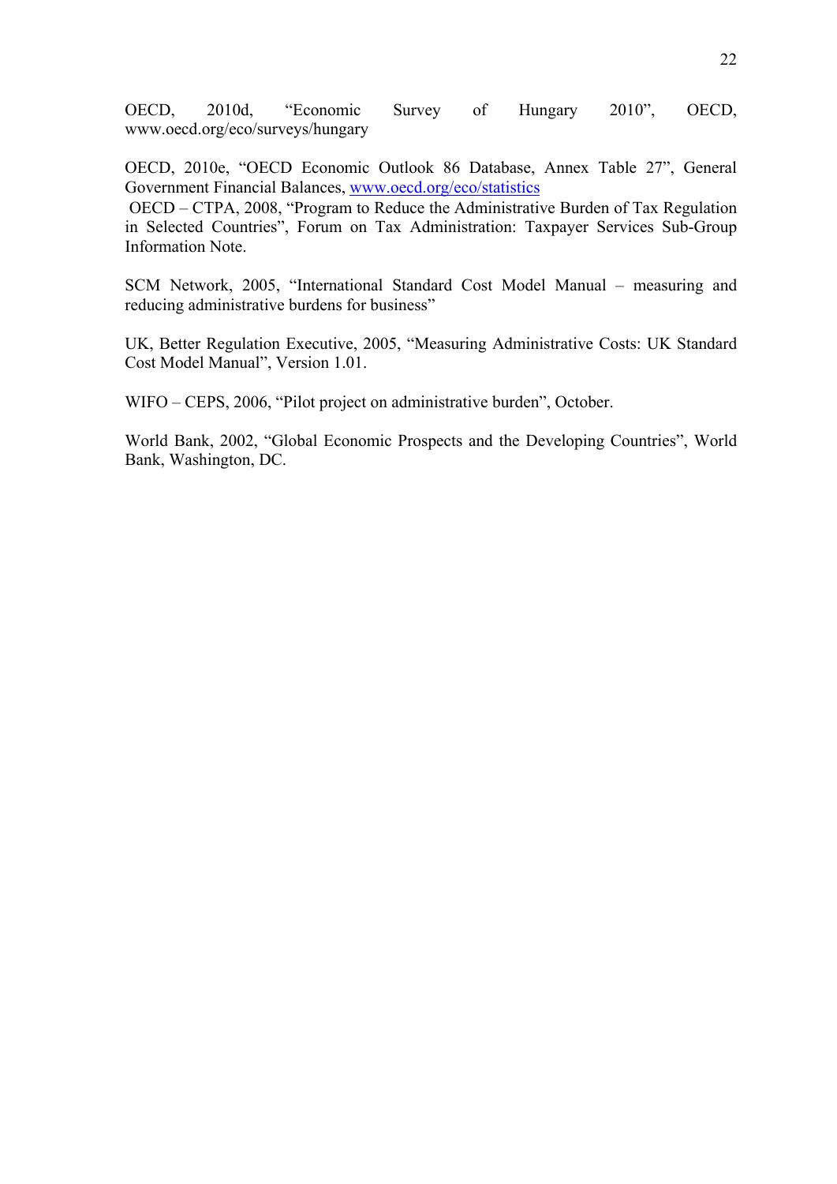OECD, 2010d, "Economic Survey of Hungary 2010", OECD, www.oecd.org/eco/surveys/hungary

OECD, 2010e, "OECD Economic Outlook 86 Database, Annex Table 27", General Government Financial Balances, www.oecd.org/eco/statistics

OECD – CTPA, 2008, "Program to Reduce the Administrative Burden of Tax Regulation in Selected Countries", Forum on Tax Administration: Taxpayer Services Sub-Group Information Note.

SCM Network, 2005, "International Standard Cost Model Manual – measuring and reducing administrative burdens for business"

UK, Better Regulation Executive, 2005, "Measuring Administrative Costs: UK Standard Cost Model Manual", Version 1.01.

WIFO – CEPS, 2006, "Pilot project on administrative burden", October.

World Bank, 2002, "Global Economic Prospects and the Developing Countries", World Bank, Washington, DC.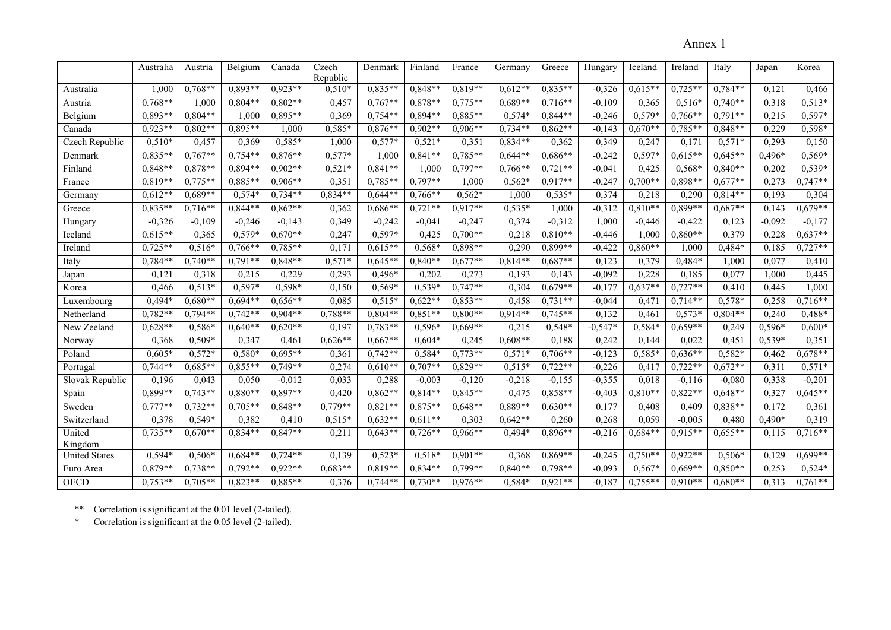Annex 1

| | Australia | Austria | Belgium | Canada | Czech Republic | Denmark | Finland | France | Germany | Greece | Hungary | Iceland | Ireland | Italy | Japan | Korea |
|---|---|---|---|---|---|---|---|---|---|---|---|---|---|---|---|---|
| Australia | 1,000 | 0,768** | 0,893** | 0,923** | 0,510* | 0,835** | 0,848** | 0,819** | 0,612** | 0,835** | -0,326 | 0,615** | 0,725** | 0,784** | 0,121 | 0,466 |
| Austria | 0,768** | 1,000 | 0,804** | 0,802** | 0,457 | 0,767** | 0,878** | 0,775** | 0,689** | 0,716** | -0,109 | 0,365 | 0,516* | 0,740** | 0,318 | 0,513* |
| Belgium | 0,893** | 0,804** | 1,000 | 0,895** | 0,369 | 0,754** | 0,894** | 0,885** | 0,574* | 0,844** | -0,246 | 0,579* | 0,766** | 0,791** | 0,215 | 0,597* |
| Canada | 0,923** | 0,802** | 0,895** | 1,000 | 0,585* | 0,876** | 0,902** | 0,906** | 0,734** | 0,862** | -0,143 | 0,670** | 0,785** | 0,848** | 0,229 | 0,598* |
| Czech Republic | 0,510* | 0,457 | 0,369 | 0,585* | 1,000 | 0,577* | 0,521* | 0,351 | 0,834** | 0,362 | 0,349 | 0,247 | 0,171 | 0,571* | 0,293 | 0,150 |
| Denmark | 0,835** | 0,767** | 0,754** | 0,876** | 0,577* | 1,000 | 0,841** | 0,785** | 0,644** | 0,686** | -0,242 | 0,597* | 0,615** | 0,645** | 0,496* | 0,569* |
| Finland | 0,848** | 0,878** | 0,894** | 0,902** | 0,521* | 0,841** | 1,000 | 0,797** | 0,766** | 0,721** | -0,041 | 0,425 | 0,568* | 0,840** | 0,202 | 0,539* |
| France | 0,819** | 0,775** | 0,885** | 0,906** | 0,351 | 0,785** | 0,797** | 1,000 | 0,562* | 0,917** | -0,247 | 0,700** | 0,898** | 0,677** | 0,273 | 0,747** |
| Germany | 0,612** | 0,689** | 0,574* | 0,734** | 0,834** | 0,644** | 0,766** | 0,562* | 1,000 | 0,535* | 0,374 | 0,218 | 0,290 | 0,814** | 0,193 | 0,304 |
| Greece | 0,835** | 0,716** | 0,844** | 0,862** | 0,362 | 0,686** | 0,721** | 0,917** | 0,535* | 1,000 | -0,312 | 0,810** | 0,899** | 0,687** | 0,143 | 0,679** |
| Hungary | -0,326 | -0,109 | -0,246 | -0,143 | 0,349 | -0,242 | -0,041 | -0,247 | 0,374 | -0,312 | 1,000 | -0,446 | -0,422 | 0,123 | -0,092 | -0,177 |
| Iceland | 0,615** | 0,365 | 0,579* | 0,670** | 0,247 | 0,597* | 0,425 | 0,700** | 0,218 | 0,810** | -0,446 | 1,000 | 0,860** | 0,379 | 0,228 | 0,637** |
| Ireland | 0,725** | 0,516* | 0,766** | 0,785** | 0,171 | 0,615** | 0,568* | 0,898** | 0,290 | 0,899** | -0,422 | 0,860** | 1,000 | 0,484* | 0,185 | 0,727** |
| Italy | 0,784** | 0,740** | 0,791** | 0,848** | 0,571* | 0,645** | 0,840** | 0,677** | 0,814** | 0,687** | 0,123 | 0,379 | 0,484* | 1,000 | 0,077 | 0,410 |
| Japan | 0,121 | 0,318 | 0,215 | 0,229 | 0,293 | 0,496* | 0,202 | 0,273 | 0,193 | 0,143 | -0,092 | 0,228 | 0,185 | 0,077 | 1,000 | 0,445 |
| Korea | 0,466 | 0,513* | 0,597* | 0,598* | 0,150 | 0,569* | 0,539* | 0,747** | 0,304 | 0,679** | -0,177 | 0,637** | 0,727** | 0,410 | 0,445 | 1,000 |
| Luxembourg | 0,494* | 0,680** | 0,694** | 0,656** | 0,085 | 0,515* | 0,622** | 0,853** | 0,458 | 0,731** | -0,044 | 0,471 | 0,714** | 0,578* | 0,258 | 0,716** |
| Netherland | 0,782** | 0,794** | 0,742** | 0,904** | 0,788** | 0,804** | 0,851** | 0,800** | 0,914** | 0,745** | 0,132 | 0,461 | 0,573* | 0,804** | 0,240 | 0,488* |
| New Zeeland | 0,628** | 0,586* | 0,640** | 0,620** | 0,197 | 0,783** | 0,596* | 0,669** | 0,215 | 0,548* | -0,547* | 0,584* | 0,659** | 0,249 | 0,596* | 0,600* |
| Norway | 0,368 | 0,509* | 0,347 | 0,461 | 0,626** | 0,667** | 0,604* | 0,245 | 0,608** | 0,188 | 0,242 | 0,144 | 0,022 | 0,451 | 0,539* | 0,351 |
| Poland | 0,605* | 0,572* | 0,580* | 0,695** | 0,361 | 0,742** | 0,584* | 0,773** | 0,571* | 0,706** | -0,123 | 0,585* | 0,636** | 0,582* | 0,462 | 0,678** |
| Portugal | 0,744** | 0,685** | 0,855** | 0,749** | 0,274 | 0,610** | 0,707** | 0,829** | 0,515* | 0,722** | -0,226 | 0,417 | 0,722** | 0,672** | 0,311 | 0,571* |
| Slovak Republic | 0,196 | 0,043 | 0,050 | -0,012 | 0,033 | 0,288 | -0,003 | -0,120 | -0,218 | -0,155 | -0,355 | 0,018 | -0,116 | -0,080 | 0,338 | -0,201 |
| Spain | 0,899** | 0,743** | 0,880** | 0,897** | 0,420 | 0,862** | 0,814** | 0,845** | 0,475 | 0,858** | -0,403 | 0,810** | 0,822** | 0,648** | 0,327 | 0,645** |
| Sweden | 0,777** | 0,732** | 0,705** | 0,848** | 0,779** | 0,821** | 0,875** | 0,648** | 0,889** | 0,630** | 0,177 | 0,408 | 0,409 | 0,838** | 0,172 | 0,361 |
| Switzerland | 0,378 | 0,549* | 0,382 | 0,410 | 0,515* | 0,632** | 0,611** | 0,303 | 0,642** | 0,260 | 0,268 | 0,059 | -0,005 | 0,480 | 0,490* | 0,319 |
| United Kingdom | 0,735** | 0,670** | 0,834** | 0,847** | 0,211 | 0,643** | 0,726** | 0,966** | 0,494* | 0,896** | -0,216 | 0,684** | 0,915** | 0,655** | 0,115 | 0,716** |
| United States | 0,594* | 0,506* | 0,684** | 0,724** | 0,139 | 0,523* | 0,518* | 0,901** | 0,368 | 0,869** | -0,245 | 0,750** | 0,922** | 0,506* | 0,129 | 0,699** |
| Euro Area | 0,879** | 0,738** | 0,792** | 0,922** | 0,683** | 0,819** | 0,834** | 0,799** | 0,840** | 0,798** | -0,093 | 0,567* | 0,669** | 0,850** | 0,253 | 0,524* |
| OECD | 0,753** | 0,705** | 0,823** | 0,885** | 0,376 | 0,744** | 0,730** | 0,976** | 0,584* | 0,921** | -0,187 | 0,755** | 0,910** | 0,680** | 0,313 | 0,761** |

** Correlation is significant at the 0.01 level (2-tailed).

* Correlation is significant at the 0.05 level (2-tailed).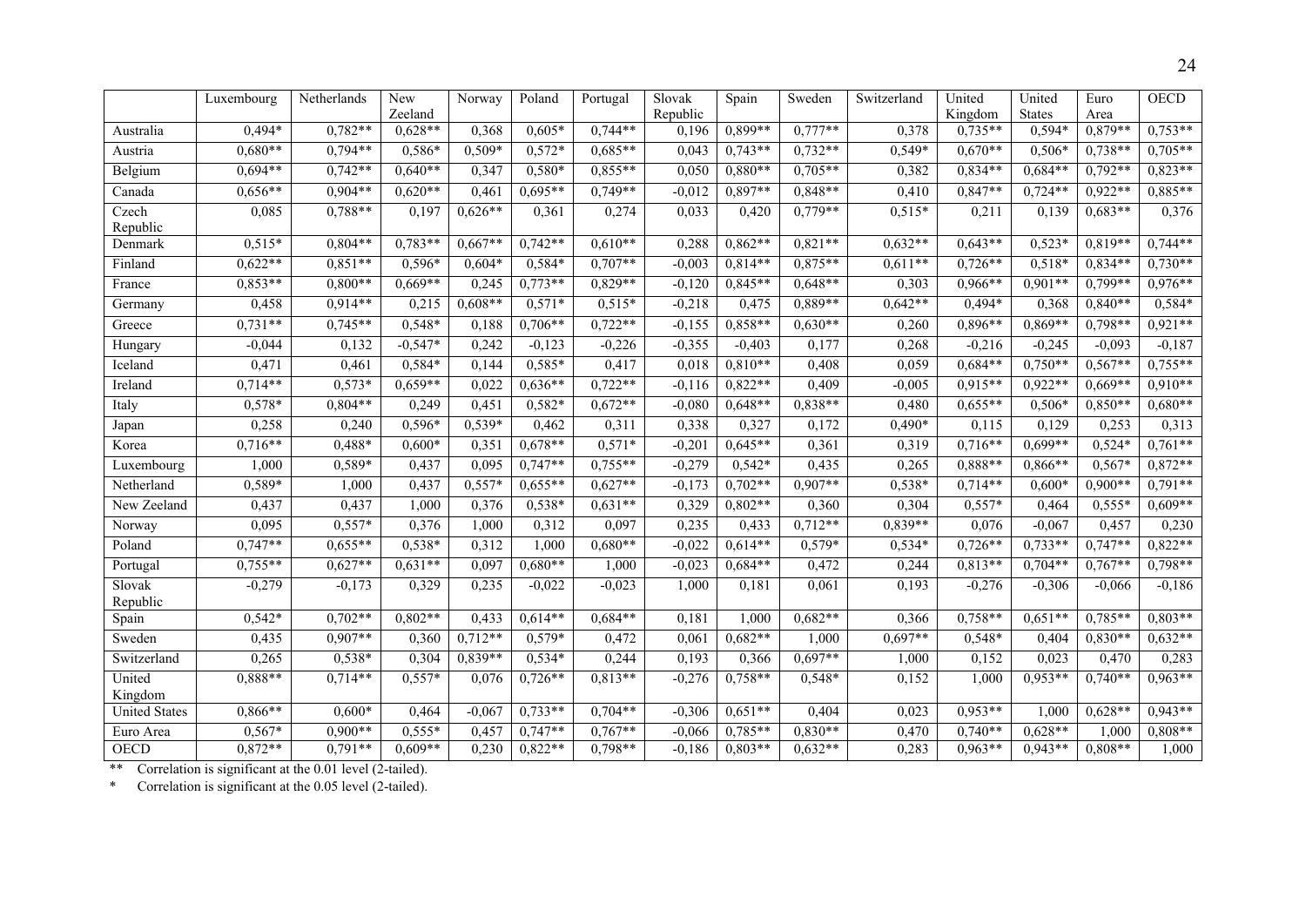| | Luxembourg | Netherlands | New Zeeland | Norway | Poland | Portugal | Slovak Republic | Spain | Sweden | Switzerland | United Kingdom | United States | Euro Area | OECD |
|---|---|---|---|---|---|---|---|---|---|---|---|---|---|---|
| Australia | 0,494* | 0,782** | 0,628** | 0,368 | 0,605* | 0,744** | 0,196 | 0,899** | 0,777** | 0,378 | 0,735** | 0,594* | 0,879** | 0,753** |
| Austria | 0,680** | 0,794** | 0,586* | 0,509* | 0,572* | 0,685** | 0,043 | 0,743** | 0,732** | 0,549* | 0,670** | 0,506* | 0,738** | 0,705** |
| Belgium | 0,694** | 0,742** | 0,640** | 0,347 | 0,580* | 0,855** | 0,050 | 0,880** | 0,705** | 0,382 | 0,834** | 0,684** | 0,792** | 0,823** |
| Canada | 0,656** | 0,904** | 0,620** | 0,461 | 0,695** | 0,749** | -0,012 | 0,897** | 0,848** | 0,410 | 0,847** | 0,724** | 0,922** | 0,885** |
| Czech Republic | 0,085 | 0,788** | 0,197 | 0,626** | 0,361 | 0,274 | 0,033 | 0,420 | 0,779** | 0,515* | 0,211 | 0,139 | 0,683** | 0,376 |
| Denmark | 0,515* | 0,804** | 0,783** | 0,667** | 0,742** | 0,610** | 0,288 | 0,862** | 0,821** | 0,632** | 0,643** | 0,523* | 0,819** | 0,744** |
| Finland | 0,622** | 0,851** | 0,596* | 0,604* | 0,584* | 0,707** | -0,003 | 0,814** | 0,875** | 0,611** | 0,726** | 0,518* | 0,834** | 0,730** |
| France | 0,853** | 0,800** | 0,669** | 0,245 | 0,773** | 0,829** | -0,120 | 0,845** | 0,648** | 0,303 | 0,966** | 0,901** | 0,799** | 0,976** |
| Germany | 0,458 | 0,914** | 0,215 | 0,608** | 0,571* | 0,515* | -0,218 | 0,475 | 0,889** | 0,642** | 0,494* | 0,368 | 0,840** | 0,584* |
| Greece | 0,731** | 0,745** | 0,548* | 0,188 | 0,706** | 0,722** | -0,155 | 0,858** | 0,630** | 0,260 | 0,896** | 0,869** | 0,798** | 0,921** |
| Hungary | -0,044 | 0,132 | -0,547* | 0,242 | -0,123 | -0,226 | -0,355 | -0,403 | 0,177 | 0,268 | -0,216 | -0,245 | -0,093 | -0,187 |
| Iceland | 0,471 | 0,461 | 0,584* | 0,144 | 0,585* | 0,417 | 0,018 | 0,810** | 0,408 | 0,059 | 0,684** | 0,750** | 0,567** | 0,755** |
| Ireland | 0,714** | 0,573* | 0,659** | 0,022 | 0,636** | 0,722** | -0,116 | 0,822** | 0,409 | -0,005 | 0,915** | 0,922** | 0,669** | 0,910** |
| Italy | 0,578* | 0,804** | 0,249 | 0,451 | 0,582* | 0,672** | -0,080 | 0,648** | 0,838** | 0,480 | 0,655** | 0,506* | 0,850** | 0,680** |
| Japan | 0,258 | 0,240 | 0,596* | 0,539* | 0,462 | 0,311 | 0,338 | 0,327 | 0,172 | 0,490* | 0,115 | 0,129 | 0,253 | 0,313 |
| Korea | 0,716** | 0,488* | 0,600* | 0,351 | 0,678** | 0,571* | -0,201 | 0,645** | 0,361 | 0,319 | 0,716** | 0,699** | 0,524* | 0,761** |
| Luxembourg | 1,000 | 0,589* | 0,437 | 0,095 | 0,747** | 0,755** | -0,279 | 0,542* | 0,435 | 0,265 | 0,888** | 0,866** | 0,567* | 0,872** |
| Netherland | 0,589* | 1,000 | 0,437 | 0,557* | 0,655** | 0,627** | -0,173 | 0,702** | 0,907** | 0,538* | 0,714** | 0,600* | 0,900** | 0,791** |
| New Zeeland | 0,437 | 0,437 | 1,000 | 0,376 | 0,538* | 0,631** | 0,329 | 0,802** | 0,360 | 0,304 | 0,557* | 0,464 | 0,555* | 0,609** |
| Norway | 0,095 | 0,557* | 0,376 | 1,000 | 0,312 | 0,097 | 0,235 | 0,433 | 0,712** | 0,839** | 0,076 | -0,067 | 0,457 | 0,230 |
| Poland | 0,747** | 0,655** | 0,538* | 0,312 | 1,000 | 0,680** | -0,022 | 0,614** | 0,579* | 0,534* | 0,726** | 0,733** | 0,747** | 0,822** |
| Portugal | 0,755** | 0,627** | 0,631** | 0,097 | 0,680** | 1,000 | -0,023 | 0,684** | 0,472 | 0,244 | 0,813** | 0,704** | 0,767** | 0,798** |
| Slovak Republic | -0,279 | -0,173 | 0,329 | 0,235 | -0,022 | -0,023 | 1,000 | 0,181 | 0,061 | 0,193 | -0,276 | -0,306 | -0,066 | -0,186 |
| Spain | 0,542* | 0,702** | 0,802** | 0,433 | 0,614** | 0,684** | 0,181 | 1,000 | 0,682** | 0,366 | 0,758** | 0,651** | 0,785** | 0,803** |
| Sweden | 0,435 | 0,907** | 0,360 | 0,712** | 0,579* | 0,472 | 0,061 | 0,682** | 1,000 | 0,697** | 0,548* | 0,404 | 0,830** | 0,632** |
| Switzerland | 0,265 | 0,538* | 0,304 | 0,839** | 0,534* | 0,244 | 0,193 | 0,366 | 0,697** | 1,000 | 0,152 | 0,023 | 0,470 | 0,283 |
| United Kingdom | 0,888** | 0,714** | 0,557* | 0,076 | 0,726** | 0,813** | -0,276 | 0,758** | 0,548* | 0,152 | 1,000 | 0,953** | 0,740** | 0,963** |
| United States | 0,866** | 0,600* | 0,464 | -0,067 | 0,733** | 0,704** | -0,306 | 0,651** | 0,404 | 0,023 | 0,953** | 1,000 | 0,628** | 0,943** |
| Euro Area | 0,567* | 0,900** | 0,555* | 0,457 | 0,747** | 0,767** | -0,066 | 0,785** | 0,830** | 0,470 | 0,740** | 0,628** | 1,000 | 0,808** |
| OECD | 0,872** | 0,791** | 0,609** | 0,230 | 0,822** | 0,798** | -0,186 | 0,803** | 0,632** | 0,283 | 0,963** | 0,943** | 0,808** | 1,000 |

** Correlation is significant at the 0.01 level (2-tailed).

* Correlation is significant at the 0.05 level (2-tailed).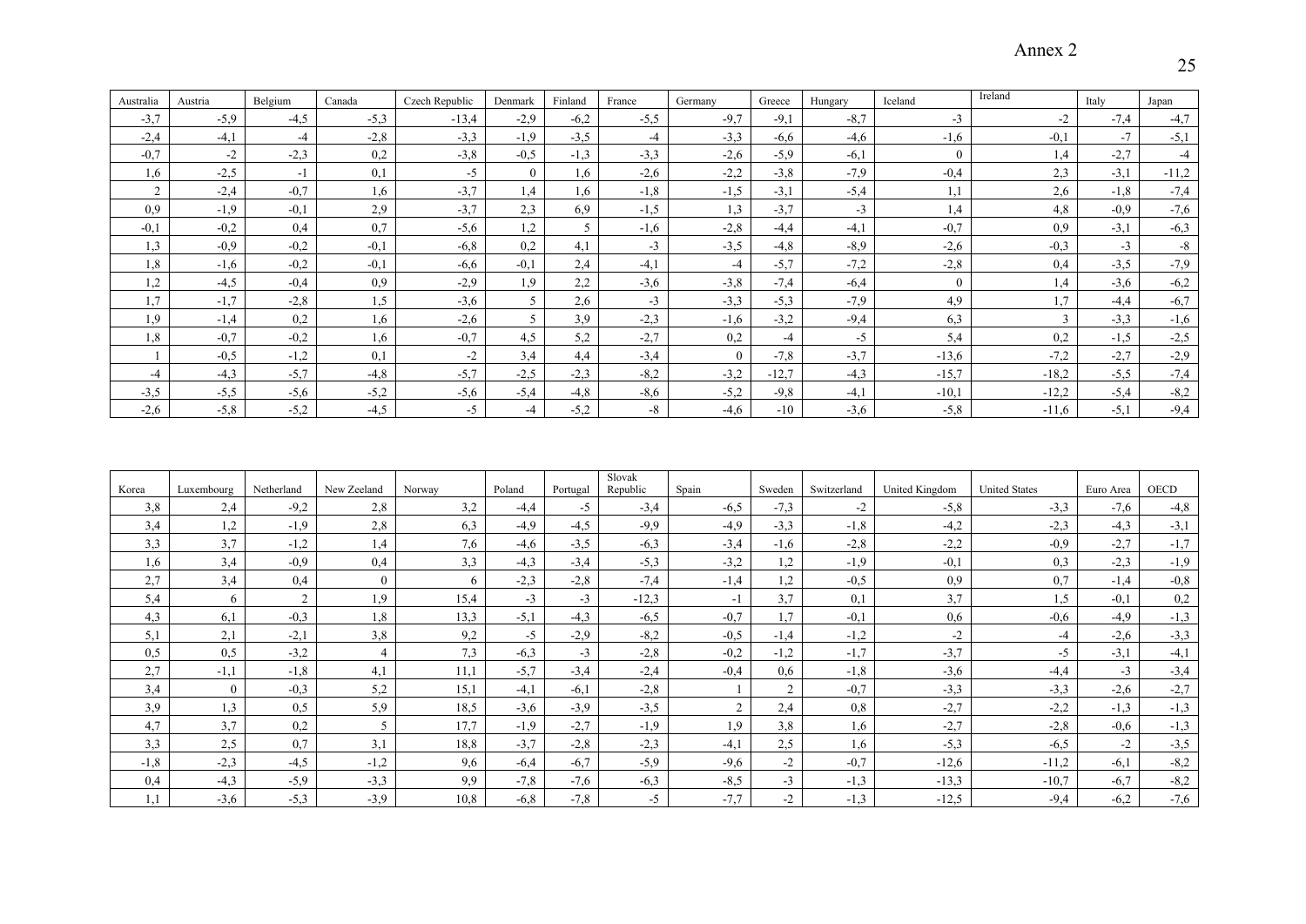# Annex 2

| Australia | Austria | Belgium | Canada | Czech Republic | Denmark | Finland | France | Germany | Greece | Hungary | Iceland | Ireland | Italy | Japan |
|---|---|---|---|---|---|---|---|---|---|---|---|---|---|---|
| -3,7 | -5,9 | -4,5 | -5,3 | -13,4 | -2,9 | -6,2 | -5,5 | -9,7 | -9,1 | -8,7 | -3 | -2 | -7,4 | -4,7 |
| -2,4 | -4,1 | -4 | -2,8 | -3,3 | -1,9 | -3,5 | -4 | -3,3 | -6,6 | -4,6 | -1,6 | -0,1 | -7 | -5,1 |
| -0,7 | -2 | -2,3 | 0,2 | -3,8 | -0,5 | -1,3 | -3,3 | -2,6 | -5,9 | -6,1 | 0 | 1,4 | -2,7 | -4 |
| 1,6 | -2,5 | -1 | 0,1 | -5 | 0 | 1,6 | -2,6 | -2,2 | -3,8 | -7,9 | -0,4 | 2,3 | -3,1 | -11,2 |
| 2 | -2,4 | -0,7 | 1,6 | -3,7 | 1,4 | 1,6 | -1,8 | -1,5 | -3,1 | -5,4 | 1,1 | 2,6 | -1,8 | -7,4 |
| 0,9 | -1,9 | -0,1 | 2,9 | -3,7 | 2,3 | 6,9 | -1,5 | 1,3 | -3,7 | -3 | 1,4 | 4,8 | -0,9 | -7,6 |
| -0,1 | -0,2 | 0,4 | 0,7 | -5,6 | 1,2 | 5 | -1,6 | -2,8 | -4,4 | -4,1 | -0,7 | 0,9 | -3,1 | -6,3 |
| 1,3 | -0,9 | -0,2 | -0,1 | -6,8 | 0,2 | 4,1 | -3 | -3,5 | -4,8 | -8,9 | -2,6 | -0,3 | -3 | -8 |
| 1,8 | -1,6 | -0,2 | -0,1 | -6,6 | -0,1 | 2,4 | -4,1 | -4 | -5,7 | -7,2 | -2,8 | 0,4 | -3,5 | -7,9 |
| 1,2 | -4,5 | -0,4 | 0,9 | -2,9 | 1,9 | 2,2 | -3,6 | -3,8 | -7,4 | -6,4 | 0 | 1,4 | -3,6 | -6,2 |
| 1,7 | -1,7 | -2,8 | 1,5 | -3,6 | 5 | 2,6 | -3 | -3,3 | -5,3 | -7,9 | 4,9 | 1,7 | -4,4 | -6,7 |
| 1,9 | -1,4 | 0,2 | 1,6 | -2,6 | 5 | 3,9 | -2,3 | -1,6 | -3,2 | -9,4 | 6,3 | 3 | -3,3 | -1,6 |
| 1,8 | -0,7 | -0,2 | 1,6 | -0,7 | 4,5 | 5,2 | -2,7 | 0,2 | -4 | -5 | 5,4 | 0,2 | -1,5 | -2,5 |
| 1 | -0,5 | -1,2 | 0,1 | -2 | 3,4 | 4,4 | -3,4 | 0 | -7,8 | -3,7 | -13,6 | -7,2 | -2,7 | -2,9 |
| -4 | -4,3 | -5,7 | -4,8 | -5,7 | -2,5 | -2,3 | -8,2 | -3,2 | -12,7 | -4,3 | -15,7 | -18,2 | -5,5 | -7,4 |
| -3,5 | -5,5 | -5,6 | -5,2 | -5,6 | -5,4 | -4,8 | -8,6 | -5,2 | -9,8 | -4,1 | -10,1 | -12,2 | -5,4 | -8,2 |
| -2,6 | -5,8 | -5,2 | -4,5 | -5 | -4 | -5,2 | -8 | -4,6 | -10 | -3,6 | -5,8 | -11,6 | -5,1 | -9,4 |

| Korea | Luxembourg | Netherland | New Zeeland | Norway | Poland | Portugal | Slovak Republic | Spain | Sweden | Switzerland | United Kingdom | United States | Euro Area | OECD |
|---|---|---|---|---|---|---|---|---|---|---|---|---|---|---|
| 3,8 | 2,4 | -9,2 | 2,8 | 3,2 | -4,4 | -5 | -3,4 | -6,5 | -7,3 | -2 | -5,8 | -3,3 | -7,6 | -4,8 |
| 3,4 | 1,2 | -1,9 | 2,8 | 6,3 | -4,9 | -4,5 | -9,9 | -4,9 | -3,3 | -1,8 | -4,2 | -2,3 | -4,3 | -3,1 |
| 3,3 | 3,7 | -1,2 | 1,4 | 7,6 | -4,6 | -3,5 | -6,3 | -3,4 | -1,6 | -2,8 | -2,2 | -0,9 | -2,7 | -1,7 |
| 1,6 | 3,4 | -0,9 | 0,4 | 3,3 | -4,3 | -3,4 | -5,3 | -3,2 | 1,2 | -1,9 | -0,1 | 0,3 | -2,3 | -1,9 |
| 2,7 | 3,4 | 0,4 | 0 | 6 | -2,3 | -2,8 | -7,4 | -1,4 | 1,2 | -0,5 | 0,9 | 0,7 | -1,4 | -0,8 |
| 5,4 | 6 | 2 | 1,9 | 15,4 | -3 | -3 | -12,3 | -1 | 3,7 | 0,1 | 3,7 | 1,5 | -0,1 | 0,2 |
| 4,3 | 6,1 | -0,3 | 1,8 | 13,3 | -5,1 | -4,3 | -6,5 | -0,7 | 1,7 | -0,1 | 0,6 | -0,6 | -4,9 | -1,3 |
| 5,1 | 2,1 | -2,1 | 3,8 | 9,2 | -5 | -2,9 | -8,2 | -0,5 | -1,4 | -1,2 | -2 | -4 | -2,6 | -3,3 |
| 0,5 | 0,5 | -3,2 | 4 | 7,3 | -6,3 | -3 | -2,8 | -0,2 | -1,2 | -1,7 | -3,7 | -5 | -3,1 | -4,1 |
| 2,7 | -1,1 | -1,8 | 4,1 | 11,1 | -5,7 | -3,4 | -2,4 | -0,4 | 0,6 | -1,8 | -3,6 | -4,4 | -3 | -3,4 |
| 3,4 | 0 | -0,3 | 5,2 | 15,1 | -4,1 | -6,1 | -2,8 | 1 | 2 | -0,7 | -3,3 | -3,3 | -2,6 | -2,7 |
| 3,9 | 1,3 | 0,5 | 5,9 | 18,5 | -3,6 | -3,9 | -3,5 | 2 | 2,4 | 0,8 | -2,7 | -2,2 | -1,3 | -1,3 |
| 4,7 | 3,7 | 0,2 | 5 | 17,7 | -1,9 | -2,7 | -1,9 | 1,9 | 3,8 | 1,6 | -2,7 | -2,8 | -0,6 | -1,3 |
| 3,3 | 2,5 | 0,7 | 3,1 | 18,8 | -3,7 | -2,8 | -2,3 | -4,1 | 2,5 | 1,6 | -5,3 | -6,5 | -2 | -3,5 |
| -1,8 | -2,3 | -4,5 | -1,2 | 9,6 | -6,4 | -6,7 | -5,9 | -9,6 | -2 | -0,7 | -12,6 | -11,2 | -6,1 | -8,2 |
| 0,4 | -4,3 | -5,9 | -3,3 | 9,9 | -7,8 | -7,6 | -6,3 | -8,5 | -3 | -1,3 | -13,3 | -10,7 | -6,7 | -8,2 |
| 1,1 | -3,6 | -5,3 | -3,9 | 10,8 | -6,8 | -7,8 | -5 | -7,7 | -2 | -1,3 | -12,5 | -9,4 | -6,2 | -7,6 |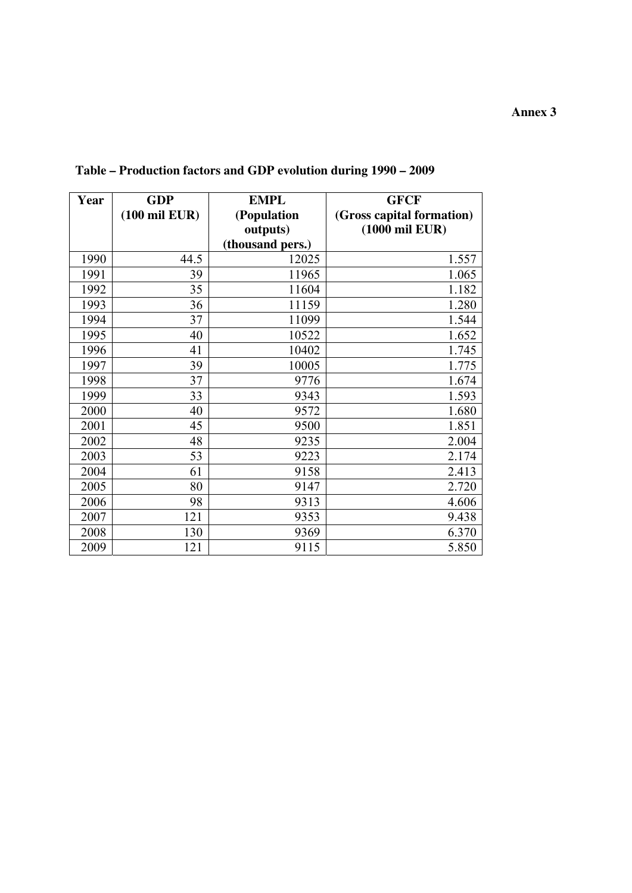**Annex 3**

**Table – Production factors and GDP evolution during 1990 – 2009**

| Year | GDP (100 mil EUR) | EMPL (Population outputs) (thousand pers.) | GFCF (Gross capital formation) (1000 mil EUR) |
|---|---|---|---|
| 1990 | 44.5 | 12025 | 1.557 |
| 1991 | 39 | 11965 | 1.065 |
| 1992 | 35 | 11604 | 1.182 |
| 1993 | 36 | 11159 | 1.280 |
| 1994 | 37 | 11099 | 1.544 |
| 1995 | 40 | 10522 | 1.652 |
| 1996 | 41 | 10402 | 1.745 |
| 1997 | 39 | 10005 | 1.775 |
| 1998 | 37 | 9776 | 1.674 |
| 1999 | 33 | 9343 | 1.593 |
| 2000 | 40 | 9572 | 1.680 |
| 2001 | 45 | 9500 | 1.851 |
| 2002 | 48 | 9235 | 2.004 |
| 2003 | 53 | 9223 | 2.174 |
| 2004 | 61 | 9158 | 2.413 |
| 2005 | 80 | 9147 | 2.720 |
| 2006 | 98 | 9313 | 4.606 |
| 2007 | 121 | 9353 | 9.438 |
| 2008 | 130 | 9369 | 6.370 |
| 2009 | 121 | 9115 | 5.850 |